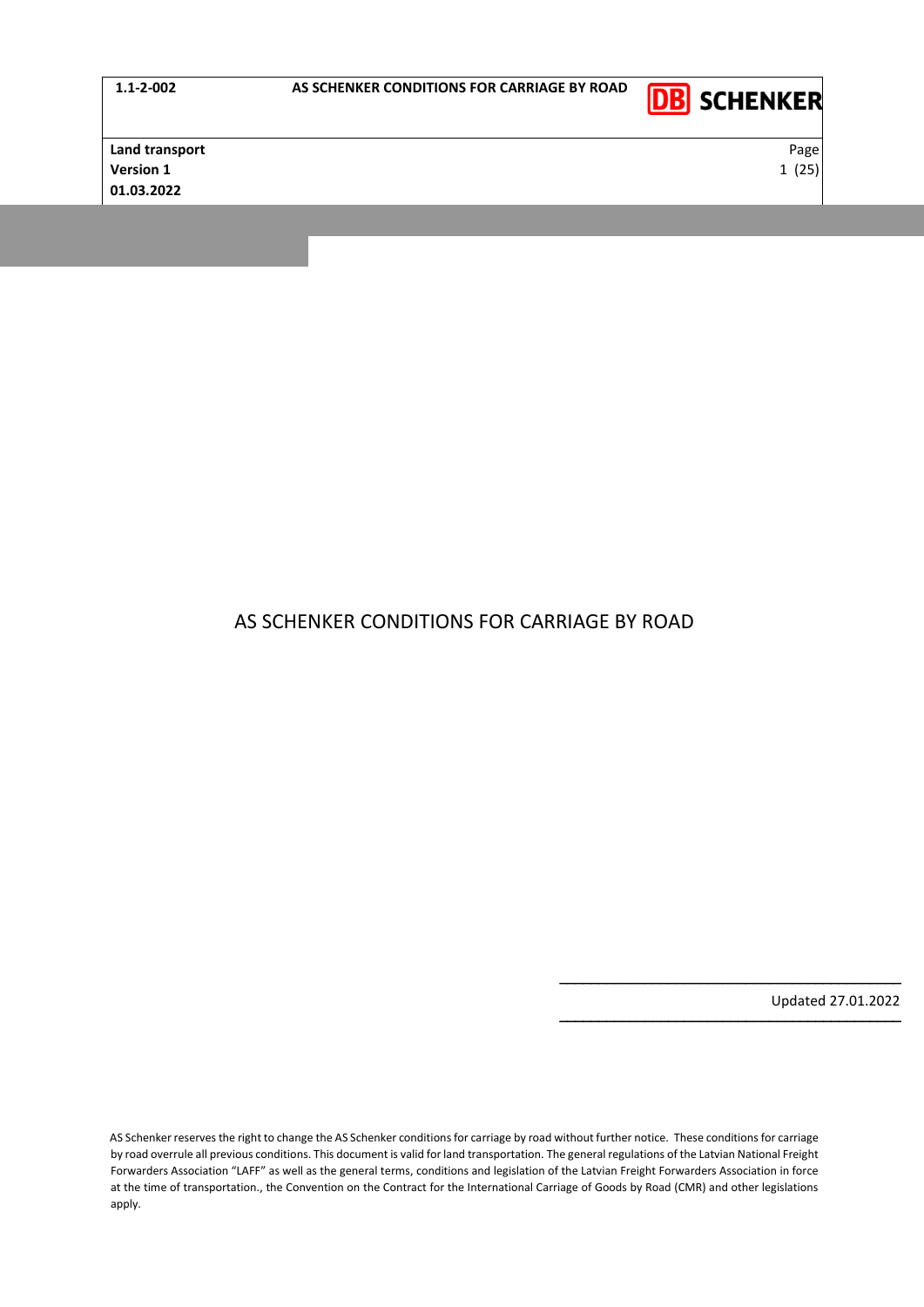# AS SCHENKER CONDITIONS FOR CARRIAGE BY ROAD

Updated 27.01.2022

AS Schenker reserves the right to change the AS Schenker conditions for carriage by road without further notice. These conditions for carriage by road overrule all previous conditions. This document is valid for land transportation. The general regulations of the Latvian National Freight Forwarders Association "LAFF" as well as the general terms, conditions and legislation of the Latvian Freight Forwarders Association in force at the time of transportation., the Convention on the Contract for the International Carriage of Goods by Road (CMR) and other legislations apply.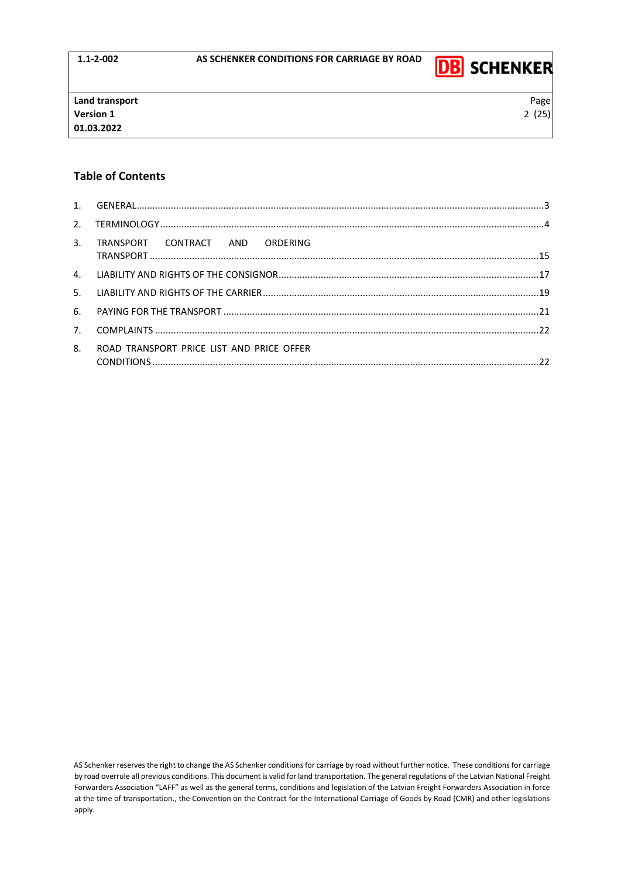## Table of Contents

1. GENERAL.....3
2. TERMINOLOGY.....4
3. TRANSPORT CONTRACT AND ORDERING TRANSPORT.....15
4. LIABILITY AND RIGHTS OF THE CONSIGNOR.....17
5. LIABILITY AND RIGHTS OF THE CARRIER.....19
6. PAYING FOR THE TRANSPORT.....21
7. COMPLAINTS.....22
8. ROAD TRANSPORT PRICE LIST AND PRICE OFFER CONDITIONS.....22

AS Schenker reserves the right to change the AS Schenker conditions for carriage by road without further notice. These conditions for carriage by road overrule all previous conditions. This document is valid for land transportation. The general regulations of the Latvian National Freight Forwarders Association "LAFF" as well as the general terms, conditions and legislation of the Latvian Freight Forwarders Association in force at the time of transportation., the Convention on the Contract for the International Carriage of Goods by Road (CMR) and other legislations apply.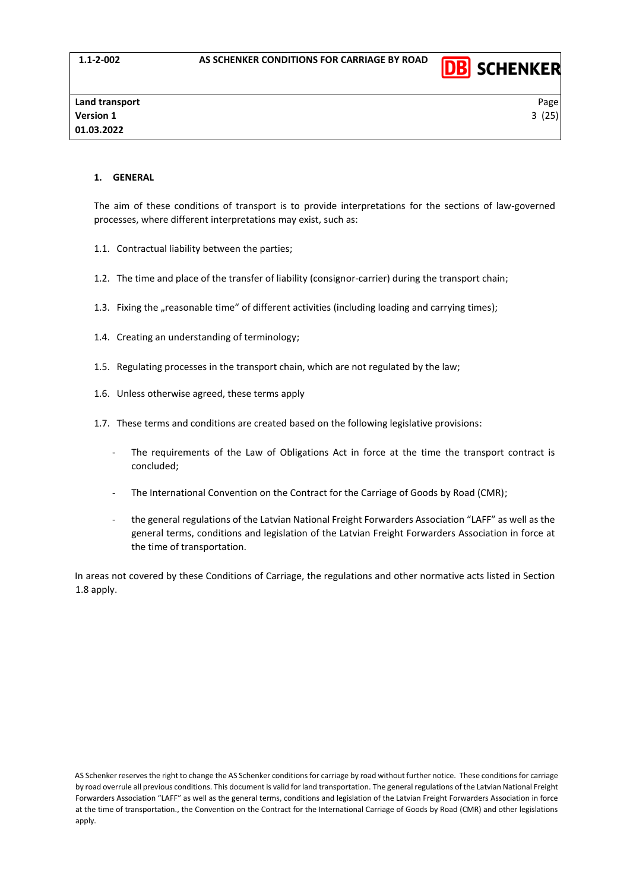## 1. GENERAL

The aim of these conditions of transport is to provide interpretations for the sections of law-governed processes, where different interpretations may exist, such as:

1.1. Contractual liability between the parties;

1.2. The time and place of the transfer of liability (consignor-carrier) during the transport chain;

1.3. Fixing the „reasonable time" of different activities (including loading and carrying times);

1.4. Creating an understanding of terminology;

1.5. Regulating processes in the transport chain, which are not regulated by the law;

1.6. Unless otherwise agreed, these terms apply

1.7. These terms and conditions are created based on the following legislative provisions:

- The requirements of the Law of Obligations Act in force at the time the transport contract is concluded;
- The International Convention on the Contract for the Carriage of Goods by Road (CMR);
- the general regulations of the Latvian National Freight Forwarders Association "LAFF" as well as the general terms, conditions and legislation of the Latvian Freight Forwarders Association in force at the time of transportation.

In areas not covered by these Conditions of Carriage, the regulations and other normative acts listed in Section 1.8 apply.

AS Schenker reserves the right to change the AS Schenker conditions for carriage by road without further notice. These conditions for carriage by road overrule all previous conditions. This document is valid for land transportation. The general regulations of the Latvian National Freight Forwarders Association "LAFF" as well as the general terms, conditions and legislation of the Latvian Freight Forwarders Association in force at the time of transportation., the Convention on the Contract for the International Carriage of Goods by Road (CMR) and other legislations apply.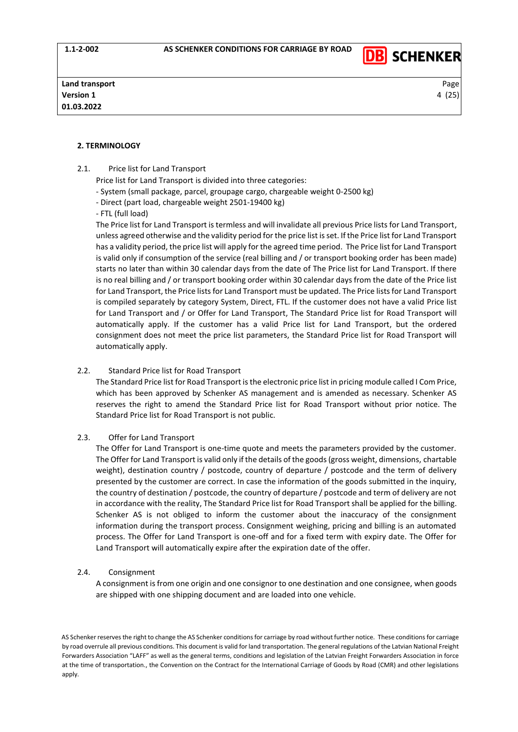## 2. TERMINOLOGY

2.1. Price list for Land Transport

Price list for Land Transport is divided into three categories:

- System (small package, parcel, groupage cargo, chargeable weight 0-2500 kg)
- Direct (part load, chargeable weight 2501-19400 kg)
- FTL (full load)

The Price list for Land Transport is termless and will invalidate all previous Price lists for Land Transport, unless agreed otherwise and the validity period for the price list is set. If the Price list for Land Transport has a validity period, the price list will apply for the agreed time period. The Price list for Land Transport is valid only if consumption of the service (real billing and / or transport booking order has been made) starts no later than within 30 calendar days from the date of The Price list for Land Transport. If there is no real billing and / or transport booking order within 30 calendar days from the date of the Price list for Land Transport, the Price lists for Land Transport must be updated. The Price lists for Land Transport is compiled separately by category System, Direct, FTL. If the customer does not have a valid Price list for Land Transport and / or Offer for Land Transport, The Standard Price list for Road Transport will automatically apply. If the customer has a valid Price list for Land Transport, but the ordered consignment does not meet the price list parameters, the Standard Price list for Road Transport will automatically apply.

2.2. Standard Price list for Road Transport

The Standard Price list for Road Transport is the electronic price list in pricing module called I Com Price, which has been approved by Schenker AS management and is amended as necessary. Schenker AS reserves the right to amend the Standard Price list for Road Transport without prior notice. The Standard Price list for Road Transport is not public.

2.3. Offer for Land Transport

The Offer for Land Transport is one-time quote and meets the parameters provided by the customer. The Offer for Land Transport is valid only if the details of the goods (gross weight, dimensions, chartable weight), destination country / postcode, country of departure / postcode and the term of delivery presented by the customer are correct. In case the information of the goods submitted in the inquiry, the country of destination / postcode, the country of departure / postcode and term of delivery are not in accordance with the reality, The Standard Price list for Road Transport shall be applied for the billing. Schenker AS is not obliged to inform the customer about the inaccuracy of the consignment information during the transport process. Consignment weighing, pricing and billing is an automated process. The Offer for Land Transport is one-off and for a fixed term with expiry date. The Offer for Land Transport will automatically expire after the expiration date of the offer.

2.4. Consignment

A consignment is from one origin and one consignor to one destination and one consignee, when goods are shipped with one shipping document and are loaded into one vehicle.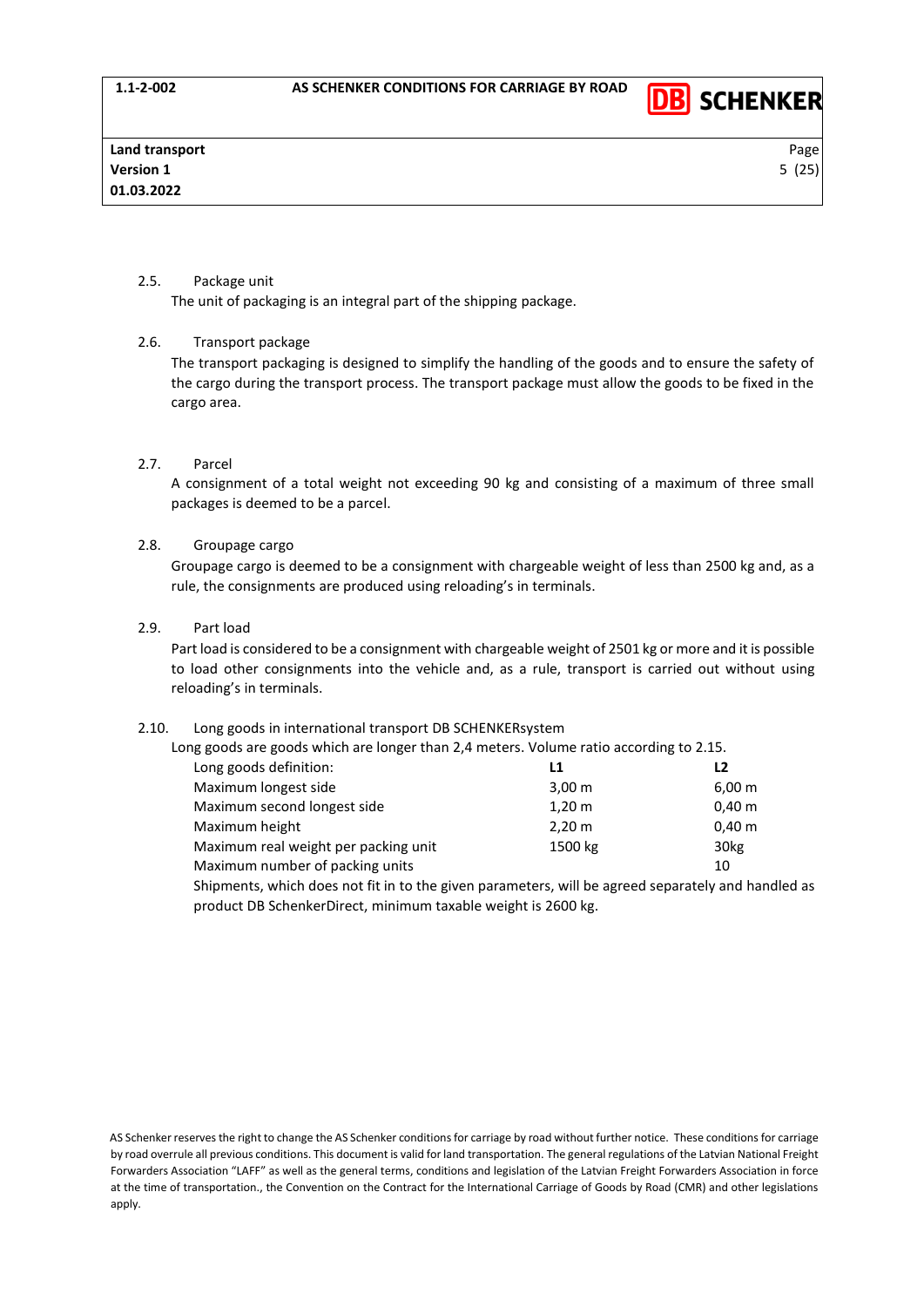### 2.5. Package unit

The unit of packaging is an integral part of the shipping package.

### 2.6. Transport package

The transport packaging is designed to simplify the handling of the goods and to ensure the safety of the cargo during the transport process. The transport package must allow the goods to be fixed in the cargo area.

### 2.7. Parcel

A consignment of a total weight not exceeding 90 kg and consisting of a maximum of three small packages is deemed to be a parcel.

### 2.8. Groupage cargo

Groupage cargo is deemed to be a consignment with chargeable weight of less than 2500 kg and, as a rule, the consignments are produced using reloading's in terminals.

### 2.9. Part load

Part load is considered to be a consignment with chargeable weight of 2501 kg or more and it is possible to load other consignments into the vehicle and, as a rule, transport is carried out without using reloading's in terminals.

### 2.10. Long goods in international transport DB SCHENKERsystem

Long goods are goods which are longer than 2,4 meters. Volume ratio according to 2.15.

| Long goods definition: | L1 | L2 |
|---|---|---|
| Maximum longest side | 3,00 m | 6,00 m |
| Maximum second longest side | 1,20 m | 0,40 m |
| Maximum height | 2,20 m | 0,40 m |
| Maximum real weight per packing unit | 1500 kg | 30kg |
| Maximum number of packing units | | 10 |

Shipments, which does not fit in to the given parameters, will be agreed separately and handled as product DB SchenkerDirect, minimum taxable weight is 2600 kg.

AS Schenker reserves the right to change the AS Schenker conditions for carriage by road without further notice. These conditions for carriage by road overrule all previous conditions. This document is valid for land transportation. The general regulations of the Latvian National Freight Forwarders Association "LAFF" as well as the general terms, conditions and legislation of the Latvian Freight Forwarders Association in force at the time of transportation., the Convention on the Contract for the International Carriage of Goods by Road (CMR) and other legislations apply.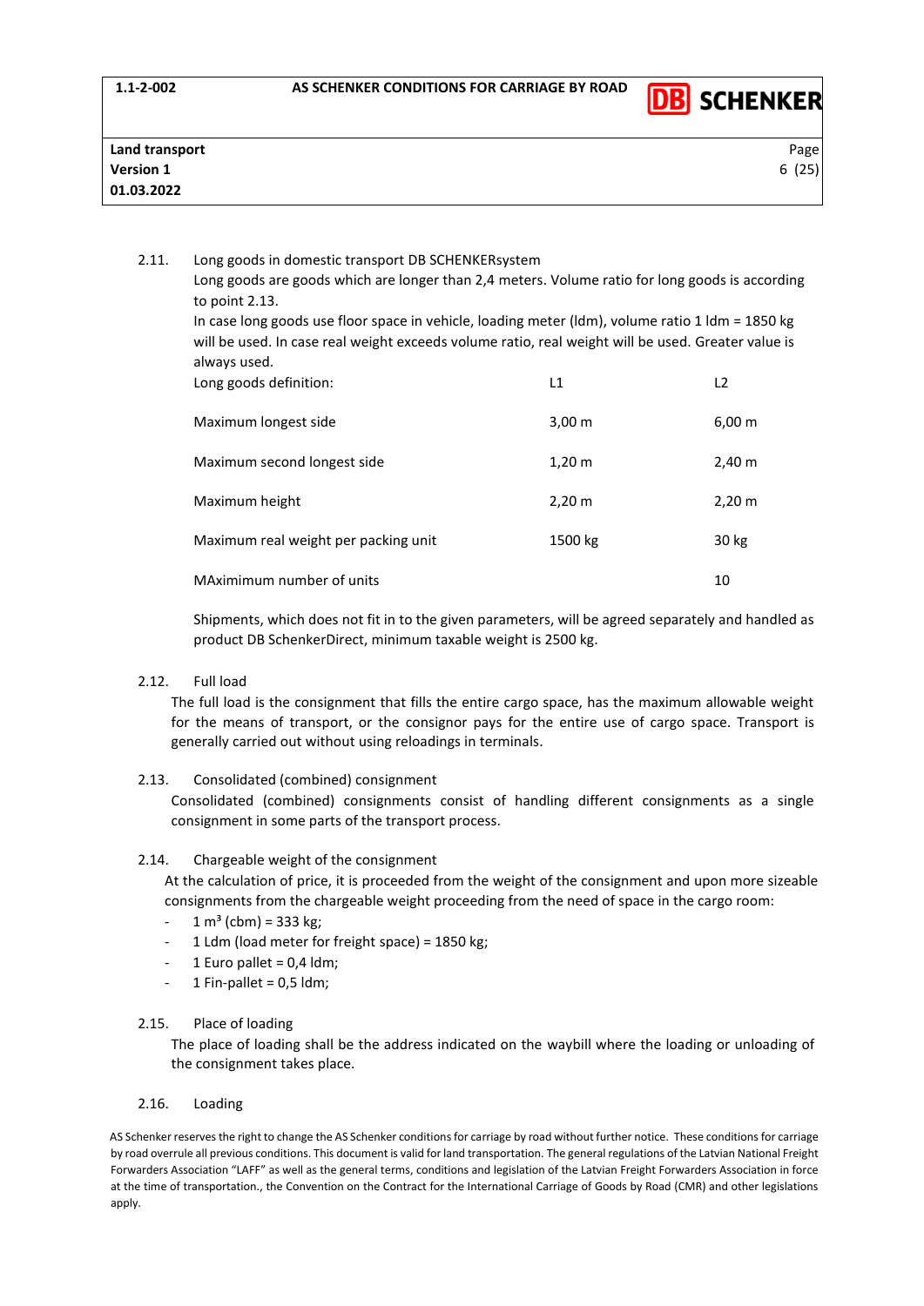2.11. Long goods in domestic transport DB SCHENKERsystem

Long goods are goods which are longer than 2,4 meters. Volume ratio for long goods is according to point 2.13.

In case long goods use floor space in vehicle, loading meter (ldm), volume ratio 1 ldm = 1850 kg will be used. In case real weight exceeds volume ratio, real weight will be used. Greater value is always used.

| Long goods definition: | L1 | L2 |
|---|---|---|
| Maximum longest side | 3,00 m | 6,00 m |
| Maximum second longest side | 1,20 m | 2,40 m |
| Maximum height | 2,20 m | 2,20 m |
| Maximum real weight per packing unit | 1500 kg | 30 kg |
| MAximimum number of units | | 10 |

Shipments, which does not fit in to the given parameters, will be agreed separately and handled as product DB SchenkerDirect, minimum taxable weight is 2500 kg.

2.12. Full load

The full load is the consignment that fills the entire cargo space, has the maximum allowable weight for the means of transport, or the consignor pays for the entire use of cargo space. Transport is generally carried out without using reloadings in terminals.

2.13. Consolidated (combined) consignment

Consolidated (combined) consignments consist of handling different consignments as a single consignment in some parts of the transport process.

2.14. Chargeable weight of the consignment

At the calculation of price, it is proceeded from the weight of the consignment and upon more sizeable consignments from the chargeable weight proceeding from the need of space in the cargo room:

- 1 $m^3$ (cbm) = 333 kg;
- 1 Ldm (load meter for freight space) = 1850 kg;
- 1 Euro pallet = 0,4 ldm;
- 1 Fin-pallet = 0,5 ldm;

2.15. Place of loading

The place of loading shall be the address indicated on the waybill where the loading or unloading of the consignment takes place.

2.16. Loading

AS Schenker reserves the right to change the AS Schenker conditions for carriage by road without further notice. These conditions for carriage by road overrule all previous conditions. This document is valid for land transportation. The general regulations of the Latvian National Freight Forwarders Association "LAFF" as well as the general terms, conditions and legislation of the Latvian Freight Forwarders Association in force at the time of transportation., the Convention on the Contract for the International Carriage of Goods by Road (CMR) and other legislations apply.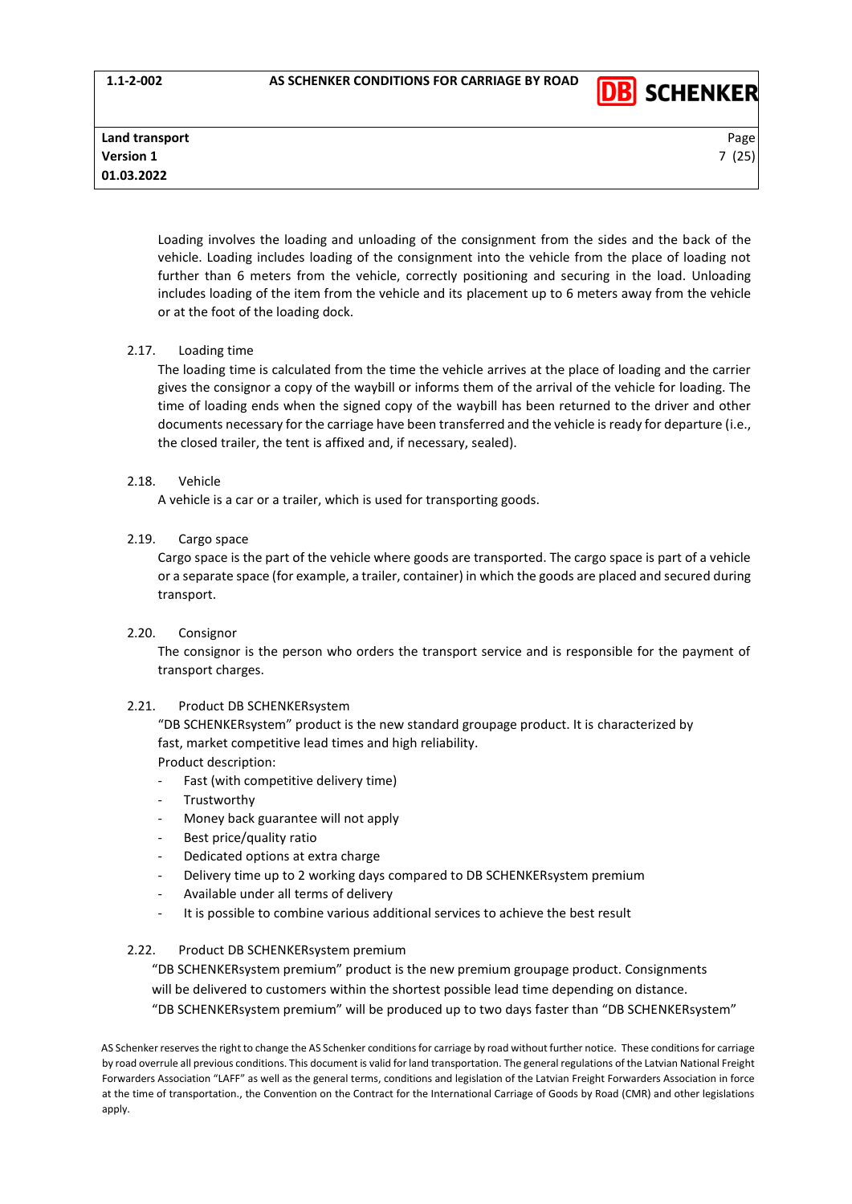Loading involves the loading and unloading of the consignment from the sides and the back of the vehicle. Loading includes loading of the consignment into the vehicle from the place of loading not further than 6 meters from the vehicle, correctly positioning and securing in the load. Unloading includes loading of the item from the vehicle and its placement up to 6 meters away from the vehicle or at the foot of the loading dock.

2.17. Loading time

The loading time is calculated from the time the vehicle arrives at the place of loading and the carrier gives the consignor a copy of the waybill or informs them of the arrival of the vehicle for loading. The time of loading ends when the signed copy of the waybill has been returned to the driver and other documents necessary for the carriage have been transferred and the vehicle is ready for departure (i.e., the closed trailer, the tent is affixed and, if necessary, sealed).

2.18. Vehicle

A vehicle is a car or a trailer, which is used for transporting goods.

2.19. Cargo space

Cargo space is the part of the vehicle where goods are transported. The cargo space is part of a vehicle or a separate space (for example, a trailer, container) in which the goods are placed and secured during transport.

2.20. Consignor

The consignor is the person who orders the transport service and is responsible for the payment of transport charges.

2.21. Product DB SCHENKERsystem

"DB SCHENKERsystem" product is the new standard groupage product. It is characterized by fast, market competitive lead times and high reliability.

Product description:

- Fast (with competitive delivery time)
- Trustworthy
- Money back guarantee will not apply
- Best price/quality ratio
- Dedicated options at extra charge
- Delivery time up to 2 working days compared to DB SCHENKERsystem premium
- Available under all terms of delivery
- It is possible to combine various additional services to achieve the best result

2.22. Product DB SCHENKERsystem premium

"DB SCHENKERsystem premium" product is the new premium groupage product. Consignments will be delivered to customers within the shortest possible lead time depending on distance. "DB SCHENKERsystem premium" will be produced up to two days faster than "DB SCHENKERsystem"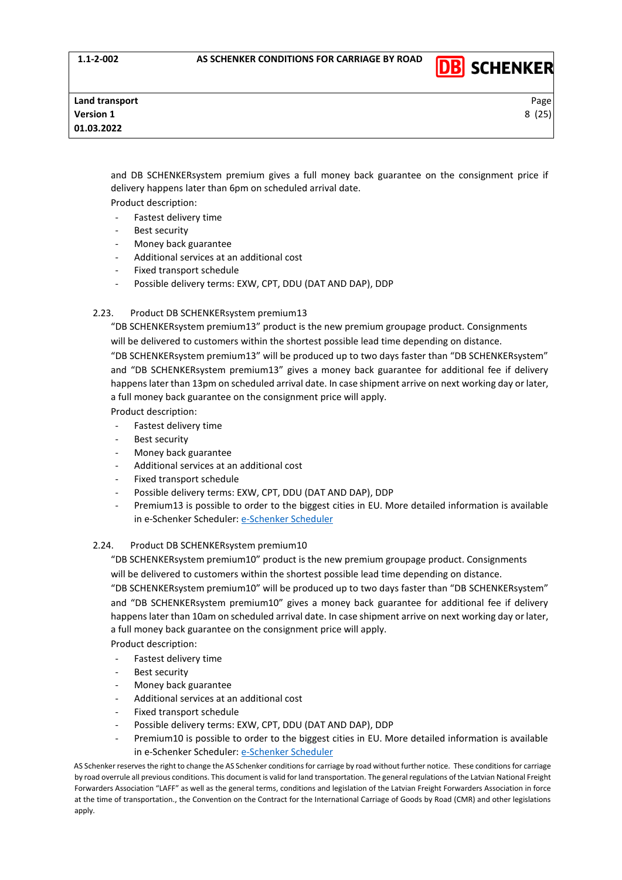and DB SCHENKERsystem premium gives a full money back guarantee on the consignment price if delivery happens later than 6pm on scheduled arrival date.

Product description:

- Fastest delivery time
- Best security
- Money back guarantee
- Additional services at an additional cost
- Fixed transport schedule
- Possible delivery terms: EXW, CPT, DDU (DAT AND DAP), DDP

## 2.23. Product DB SCHENKERsystem premium13

"DB SCHENKERsystem premium13" product is the new premium groupage product. Consignments will be delivered to customers within the shortest possible lead time depending on distance.

"DB SCHENKERsystem premium13" will be produced up to two days faster than "DB SCHENKERsystem" and "DB SCHENKERsystem premium13" gives a money back guarantee for additional fee if delivery happens later than 13pm on scheduled arrival date. In case shipment arrive on next working day or later, a full money back guarantee on the consignment price will apply.

Product description:

- Fastest delivery time
- Best security
- Money back guarantee
- Additional services at an additional cost
- Fixed transport schedule
- Possible delivery terms: EXW, CPT, DDU (DAT AND DAP), DDP
- Premium13 is possible to order to the biggest cities in EU. More detailed information is available in e-Schenker Scheduler: e-Schenker Scheduler

## 2.24. Product DB SCHENKERsystem premium10

"DB SCHENKERsystem premium10" product is the new premium groupage product. Consignments will be delivered to customers within the shortest possible lead time depending on distance.

"DB SCHENKERsystem premium10" will be produced up to two days faster than "DB SCHENKERsystem" and "DB SCHENKERsystem premium10" gives a money back guarantee for additional fee if delivery happens later than 10am on scheduled arrival date. In case shipment arrive on next working day or later, a full money back guarantee on the consignment price will apply.

Product description:

- Fastest delivery time
- Best security
- Money back guarantee
- Additional services at an additional cost
- Fixed transport schedule
- Possible delivery terms: EXW, CPT, DDU (DAT AND DAP), DDP
- Premium10 is possible to order to the biggest cities in EU. More detailed information is available in e-Schenker Scheduler: e-Schenker Scheduler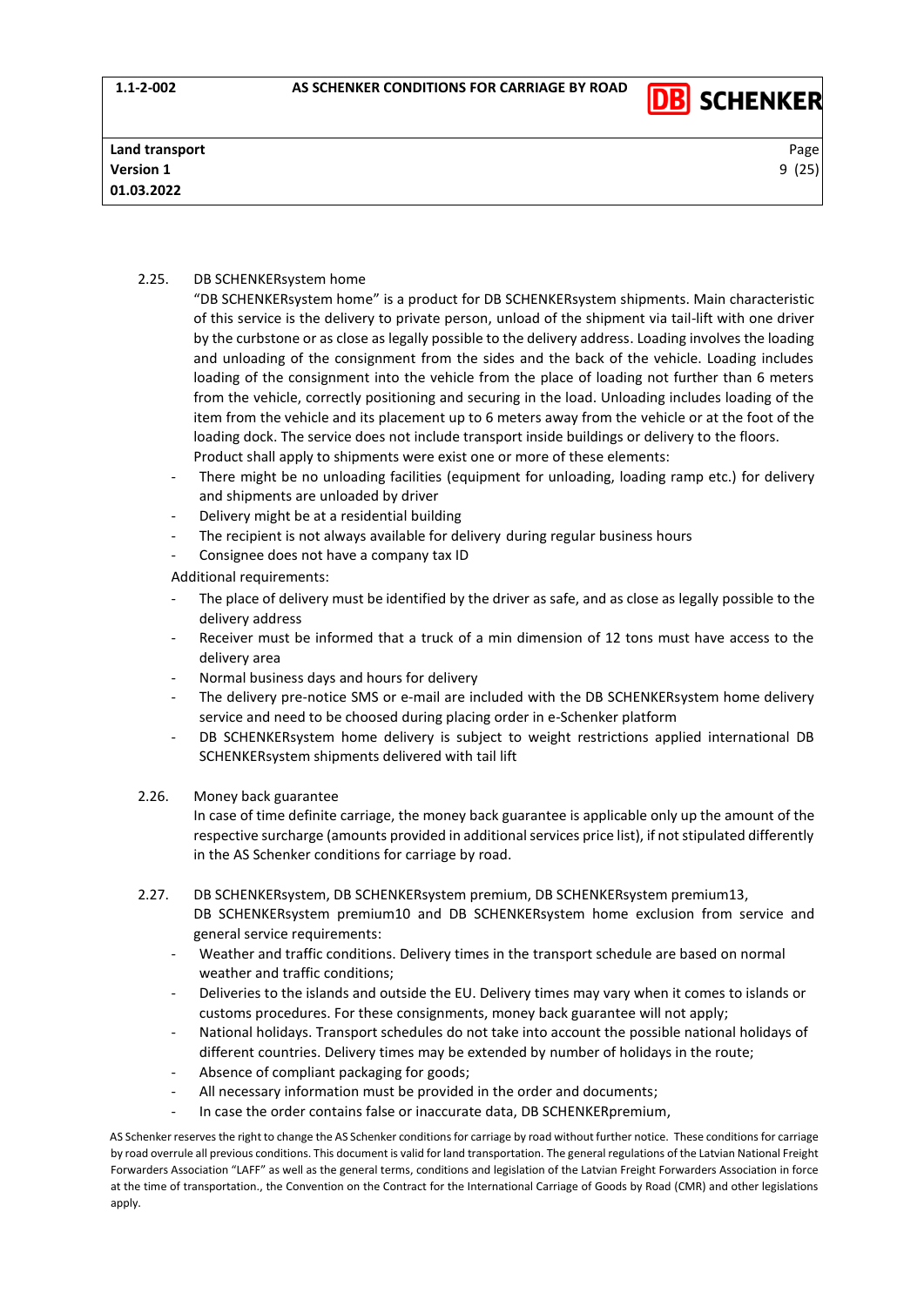2.25. DB SCHENKERsystem home

"DB SCHENKERsystem home" is a product for DB SCHENKERsystem shipments. Main characteristic of this service is the delivery to private person, unload of the shipment via tail-lift with one driver by the curbstone or as close as legally possible to the delivery address. Loading involves the loading and unloading of the consignment from the sides and the back of the vehicle. Loading includes loading of the consignment into the vehicle from the place of loading not further than 6 meters from the vehicle, correctly positioning and securing in the load. Unloading includes loading of the item from the vehicle and its placement up to 6 meters away from the vehicle or at the foot of the loading dock. The service does not include transport inside buildings or delivery to the floors.

Product shall apply to shipments were exist one or more of these elements:

- There might be no unloading facilities (equipment for unloading, loading ramp etc.) for delivery and shipments are unloaded by driver
- Delivery might be at a residential building
- The recipient is not always available for delivery during regular business hours
- Consignee does not have a company tax ID

Additional requirements:

- The place of delivery must be identified by the driver as safe, and as close as legally possible to the delivery address
- Receiver must be informed that a truck of a min dimension of 12 tons must have access to the delivery area
- Normal business days and hours for delivery
- The delivery pre-notice SMS or e-mail are included with the DB SCHENKERsystem home delivery service and need to be choosed during placing order in e-Schenker platform
- DB SCHENKERsystem home delivery is subject to weight restrictions applied international DB SCHENKERsystem shipments delivered with tail lift

2.26. Money back guarantee

In case of time definite carriage, the money back guarantee is applicable only up the amount of the respective surcharge (amounts provided in additional services price list), if not stipulated differently in the AS Schenker conditions for carriage by road.

2.27. DB SCHENKERsystem, DB SCHENKERsystem premium, DB SCHENKERsystem premium13, DB SCHENKERsystem premium10 and DB SCHENKERsystem home exclusion from service and general service requirements:

- Weather and traffic conditions. Delivery times in the transport schedule are based on normal weather and traffic conditions;
- Deliveries to the islands and outside the EU. Delivery times may vary when it comes to islands or customs procedures. For these consignments, money back guarantee will not apply;
- National holidays. Transport schedules do not take into account the possible national holidays of different countries. Delivery times may be extended by number of holidays in the route;
- Absence of compliant packaging for goods;
- All necessary information must be provided in the order and documents;
- In case the order contains false or inaccurate data, DB SCHENKERpremium,

AS Schenker reserves the right to change the AS Schenker conditions for carriage by road without further notice. These conditions for carriage by road overrule all previous conditions. This document is valid for land transportation. The general regulations of the Latvian National Freight Forwarders Association "LAFF" as well as the general terms, conditions and legislation of the Latvian Freight Forwarders Association in force at the time of transportation., the Convention on the Contract for the International Carriage of Goods by Road (CMR) and other legislations apply.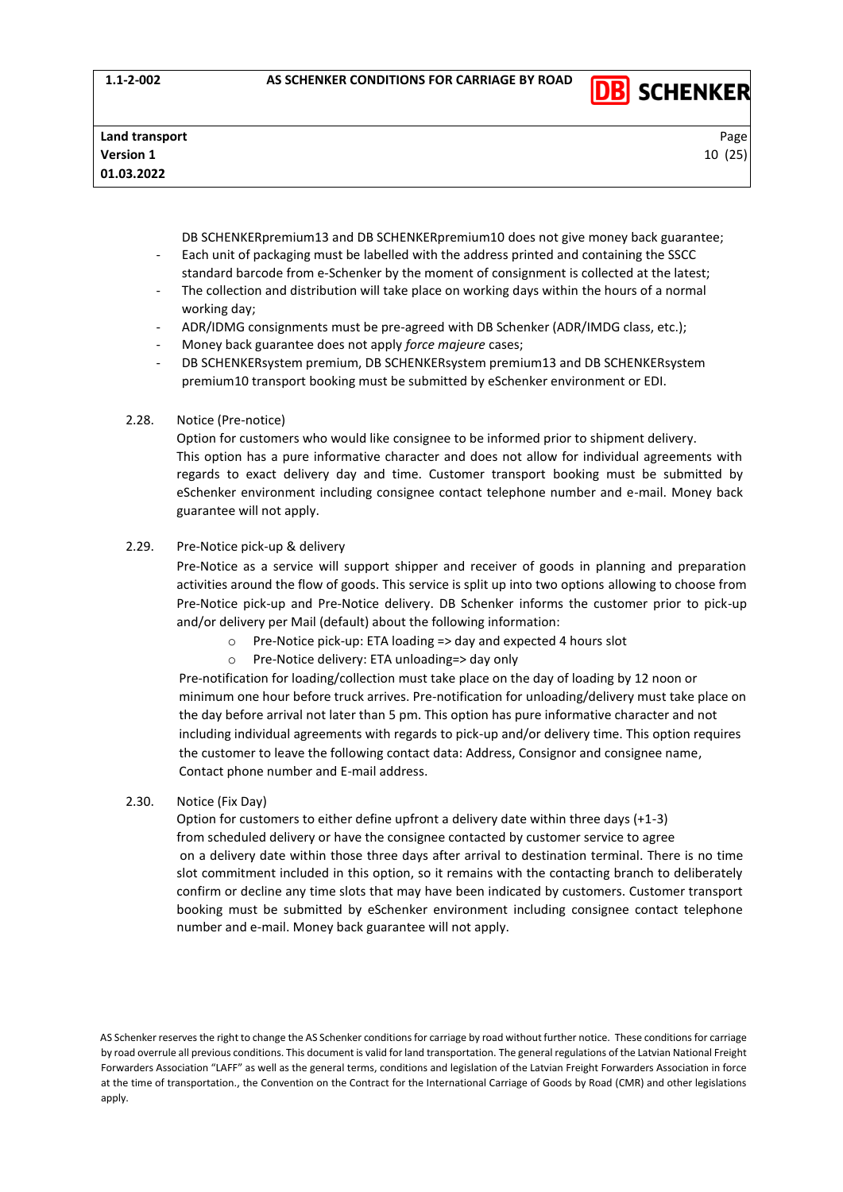DB SCHENKERpremium13 and DB SCHENKERpremium10 does not give money back guarantee;

- Each unit of packaging must be labelled with the address printed and containing the SSCC standard barcode from e-Schenker by the moment of consignment is collected at the latest;
- The collection and distribution will take place on working days within the hours of a normal working day;
- ADR/IDMG consignments must be pre-agreed with DB Schenker (ADR/IMDG class, etc.);
- Money back guarantee does not apply *force majeure* cases;
- DB SCHENKERsystem premium, DB SCHENKERsystem premium13 and DB SCHENKERsystem premium10 transport booking must be submitted by eSchenker environment or EDI.

2.28. Notice (Pre-notice)

Option for customers who would like consignee to be informed prior to shipment delivery. This option has a pure informative character and does not allow for individual agreements with regards to exact delivery day and time. Customer transport booking must be submitted by eSchenker environment including consignee contact telephone number and e-mail. Money back guarantee will not apply.

2.29. Pre-Notice pick-up & delivery

Pre-Notice as a service will support shipper and receiver of goods in planning and preparation activities around the flow of goods. This service is split up into two options allowing to choose from Pre-Notice pick-up and Pre-Notice delivery. DB Schenker informs the customer prior to pick-up and/or delivery per Mail (default) about the following information:

- Pre-Notice pick-up: ETA loading => day and expected 4 hours slot
- Pre-Notice delivery: ETA unloading=> day only

Pre-notification for loading/collection must take place on the day of loading by 12 noon or minimum one hour before truck arrives. Pre-notification for unloading/delivery must take place on the day before arrival not later than 5 pm. This option has pure informative character and not including individual agreements with regards to pick-up and/or delivery time. This option requires the customer to leave the following contact data: Address, Consignor and consignee name, Contact phone number and E-mail address.

2.30. Notice (Fix Day)

Option for customers to either define upfront a delivery date within three days (+1-3) from scheduled delivery or have the consignee contacted by customer service to agree on a delivery date within those three days after arrival to destination terminal. There is no time slot commitment included in this option, so it remains with the contacting branch to deliberately confirm or decline any time slots that may have been indicated by customers. Customer transport booking must be submitted by eSchenker environment including consignee contact telephone number and e-mail. Money back guarantee will not apply.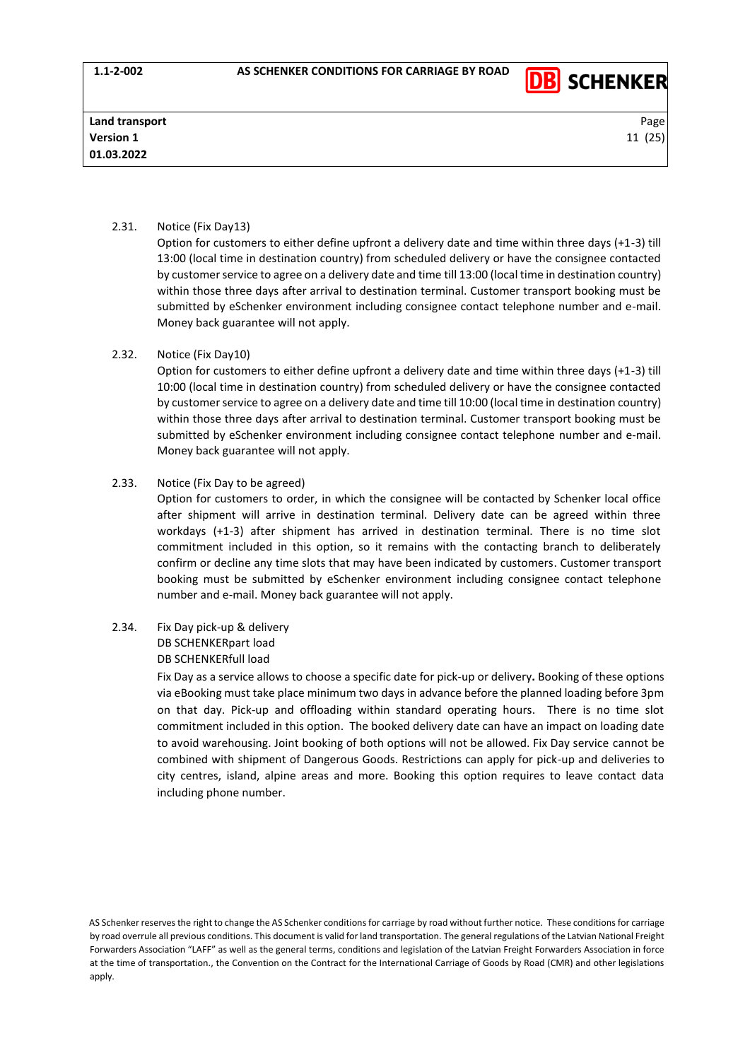2.31. Notice (Fix Day13)

Option for customers to either define upfront a delivery date and time within three days (+1-3) till 13:00 (local time in destination country) from scheduled delivery or have the consignee contacted by customer service to agree on a delivery date and time till 13:00 (local time in destination country) within those three days after arrival to destination terminal. Customer transport booking must be submitted by eSchenker environment including consignee contact telephone number and e-mail. Money back guarantee will not apply.

2.32. Notice (Fix Day10)

Option for customers to either define upfront a delivery date and time within three days (+1-3) till 10:00 (local time in destination country) from scheduled delivery or have the consignee contacted by customer service to agree on a delivery date and time till 10:00 (local time in destination country) within those three days after arrival to destination terminal. Customer transport booking must be submitted by eSchenker environment including consignee contact telephone number and e-mail. Money back guarantee will not apply.

2.33. Notice (Fix Day to be agreed)

Option for customers to order, in which the consignee will be contacted by Schenker local office after shipment will arrive in destination terminal. Delivery date can be agreed within three workdays (+1-3) after shipment has arrived in destination terminal. There is no time slot commitment included in this option, so it remains with the contacting branch to deliberately confirm or decline any time slots that may have been indicated by customers. Customer transport booking must be submitted by eSchenker environment including consignee contact telephone number and e-mail. Money back guarantee will not apply.

2.34. Fix Day pick-up & delivery
DB SCHENKERpart load
DB SCHENKERfull load

Fix Day as a service allows to choose a specific date for pick-up or delivery**.** Booking of these options via eBooking must take place minimum two days in advance before the planned loading before 3pm on that day. Pick-up and offloading within standard operating hours. There is no time slot commitment included in this option. The booked delivery date can have an impact on loading date to avoid warehousing. Joint booking of both options will not be allowed. Fix Day service cannot be combined with shipment of Dangerous Goods. Restrictions can apply for pick-up and deliveries to city centres, island, alpine areas and more. Booking this option requires to leave contact data including phone number.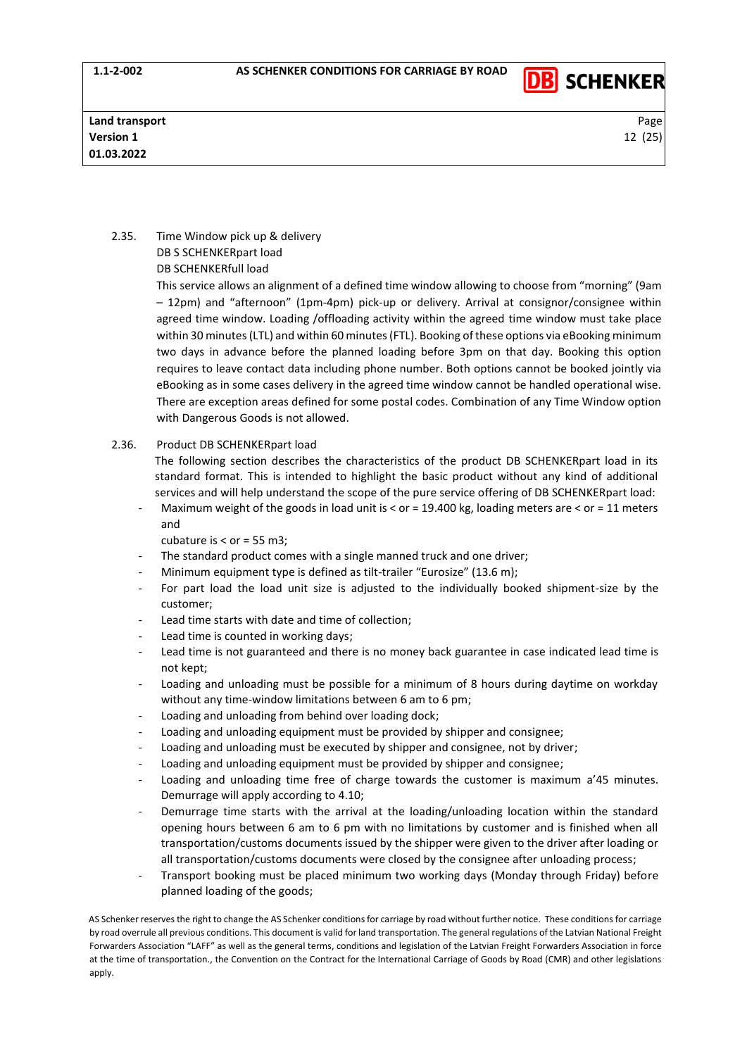2.35. Time Window pick up & delivery
DB S SCHENKERpart load
DB SCHENKERfull load

This service allows an alignment of a defined time window allowing to choose from "morning" (9am – 12pm) and "afternoon" (1pm-4pm) pick-up or delivery. Arrival at consignor/consignee within agreed time window. Loading /offloading activity within the agreed time window must take place within 30 minutes (LTL) and within 60 minutes (FTL). Booking of these options via eBooking minimum two days in advance before the planned loading before 3pm on that day. Booking this option requires to leave contact data including phone number. Both options cannot be booked jointly via eBooking as in some cases delivery in the agreed time window cannot be handled operational wise. There are exception areas defined for some postal codes. Combination of any Time Window option with Dangerous Goods is not allowed.

2.36. Product DB SCHENKERpart load

The following section describes the characteristics of the product DB SCHENKERpart load in its standard format. This is intended to highlight the basic product without any kind of additional services and will help understand the scope of the pure service offering of DB SCHENKERpart load:

- Maximum weight of the goods in load unit is < or = 19.400 kg, loading meters are < or = 11 meters and
  cubature is < or = 55 m3;
- The standard product comes with a single manned truck and one driver;
- Minimum equipment type is defined as tilt-trailer "Eurosize" (13.6 m);
- For part load the load unit size is adjusted to the individually booked shipment-size by the customer;
- Lead time starts with date and time of collection;
- Lead time is counted in working days;
- Lead time is not guaranteed and there is no money back guarantee in case indicated lead time is not kept;
- Loading and unloading must be possible for a minimum of 8 hours during daytime on workday without any time-window limitations between 6 am to 6 pm;
- Loading and unloading from behind over loading dock;
- Loading and unloading equipment must be provided by shipper and consignee;
- Loading and unloading must be executed by shipper and consignee, not by driver;
- Loading and unloading equipment must be provided by shipper and consignee;
- Loading and unloading time free of charge towards the customer is maximum a'45 minutes. Demurrage will apply according to 4.10;
- Demurrage time starts with the arrival at the loading/unloading location within the standard opening hours between 6 am to 6 pm with no limitations by customer and is finished when all transportation/customs documents issued by the shipper were given to the driver after loading or all transportation/customs documents were closed by the consignee after unloading process;
- Transport booking must be placed minimum two working days (Monday through Friday) before planned loading of the goods;

AS Schenker reserves the right to change the AS Schenker conditions for carriage by road without further notice. These conditions for carriage by road overrule all previous conditions. This document is valid for land transportation. The general regulations of the Latvian National Freight Forwarders Association "LAFF" as well as the general terms, conditions and legislation of the Latvian Freight Forwarders Association in force at the time of transportation., the Convention on the Contract for the International Carriage of Goods by Road (CMR) and other legislations apply.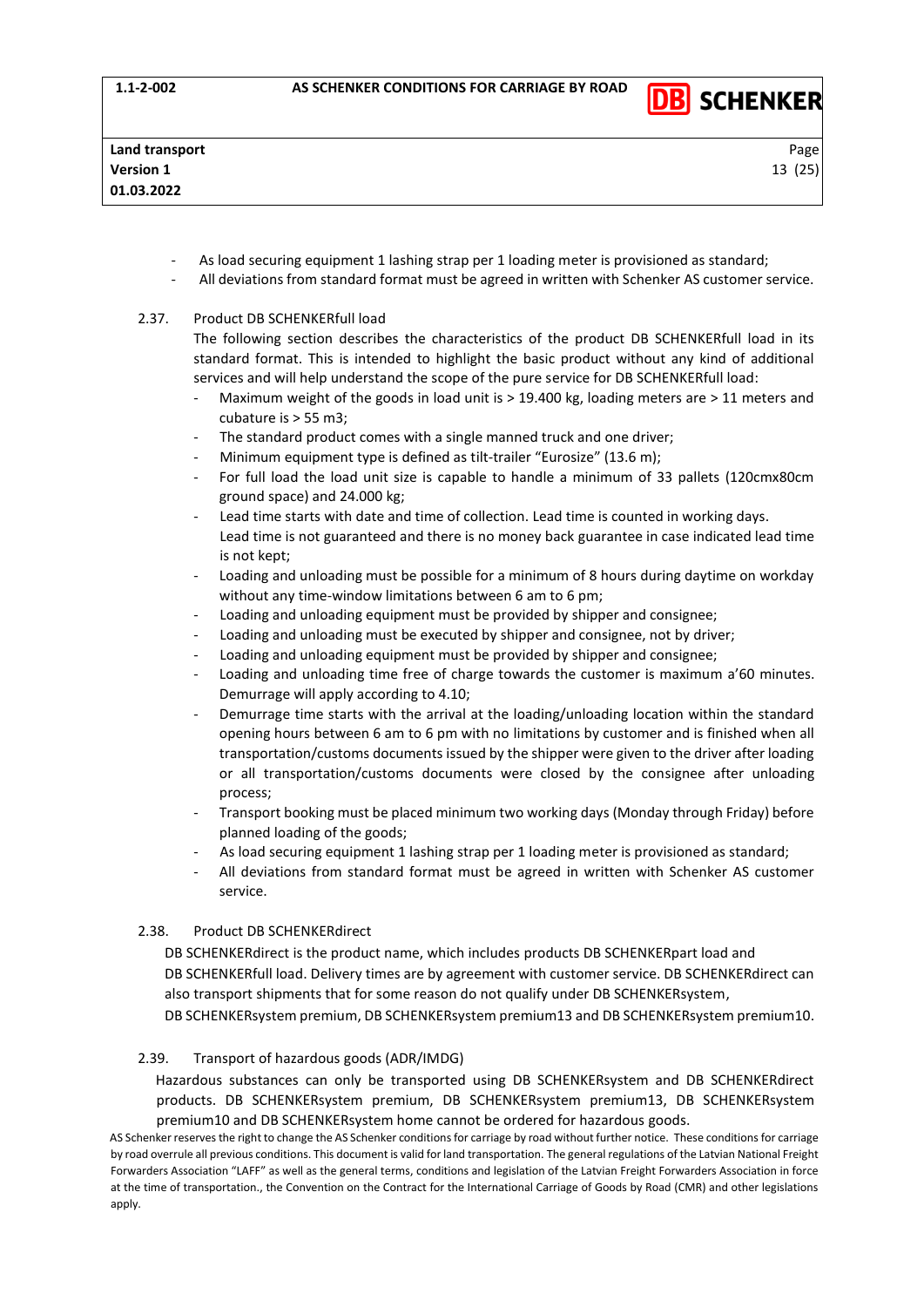- As load securing equipment 1 lashing strap per 1 loading meter is provisioned as standard;
- All deviations from standard format must be agreed in written with Schenker AS customer service.

2.37. Product DB SCHENKERfull load

The following section describes the characteristics of the product DB SCHENKERfull load in its standard format. This is intended to highlight the basic product without any kind of additional services and will help understand the scope of the pure service for DB SCHENKERfull load:

- Maximum weight of the goods in load unit is > 19.400 kg, loading meters are > 11 meters and cubature is > 55 m3;
- The standard product comes with a single manned truck and one driver;
- Minimum equipment type is defined as tilt-trailer "Eurosize" (13.6 m);
- For full load the load unit size is capable to handle a minimum of 33 pallets (120cmx80cm ground space) and 24.000 kg;
- Lead time starts with date and time of collection. Lead time is counted in working days.
  Lead time is not guaranteed and there is no money back guarantee in case indicated lead time is not kept;
- Loading and unloading must be possible for a minimum of 8 hours during daytime on workday without any time-window limitations between 6 am to 6 pm;
- Loading and unloading equipment must be provided by shipper and consignee;
- Loading and unloading must be executed by shipper and consignee, not by driver;
- Loading and unloading equipment must be provided by shipper and consignee;
- Loading and unloading time free of charge towards the customer is maximum a'60 minutes. Demurrage will apply according to 4.10;
- Demurrage time starts with the arrival at the loading/unloading location within the standard opening hours between 6 am to 6 pm with no limitations by customer and is finished when all transportation/customs documents issued by the shipper were given to the driver after loading or all transportation/customs documents were closed by the consignee after unloading process;
- Transport booking must be placed minimum two working days (Monday through Friday) before planned loading of the goods;
- As load securing equipment 1 lashing strap per 1 loading meter is provisioned as standard;
- All deviations from standard format must be agreed in written with Schenker AS customer service.

2.38. Product DB SCHENKERdirect

DB SCHENKERdirect is the product name, which includes products DB SCHENKERpart load and DB SCHENKERfull load. Delivery times are by agreement with customer service. DB SCHENKERdirect can also transport shipments that for some reason do not qualify under DB SCHENKERsystem, DB SCHENKERsystem premium, DB SCHENKERsystem premium13 and DB SCHENKERsystem premium10.

2.39. Transport of hazardous goods (ADR/IMDG)

Hazardous substances can only be transported using DB SCHENKERsystem and DB SCHENKERdirect products. DB SCHENKERsystem premium, DB SCHENKERsystem premium13, DB SCHENKERsystem premium10 and DB SCHENKERsystem home cannot be ordered for hazardous goods.

AS Schenker reserves the right to change the AS Schenker conditions for carriage by road without further notice. These conditions for carriage by road overrule all previous conditions. This document is valid for land transportation. The general regulations of the Latvian National Freight Forwarders Association "LAFF" as well as the general terms, conditions and legislation of the Latvian Freight Forwarders Association in force at the time of transportation., the Convention on the Contract for the International Carriage of Goods by Road (CMR) and other legislations apply.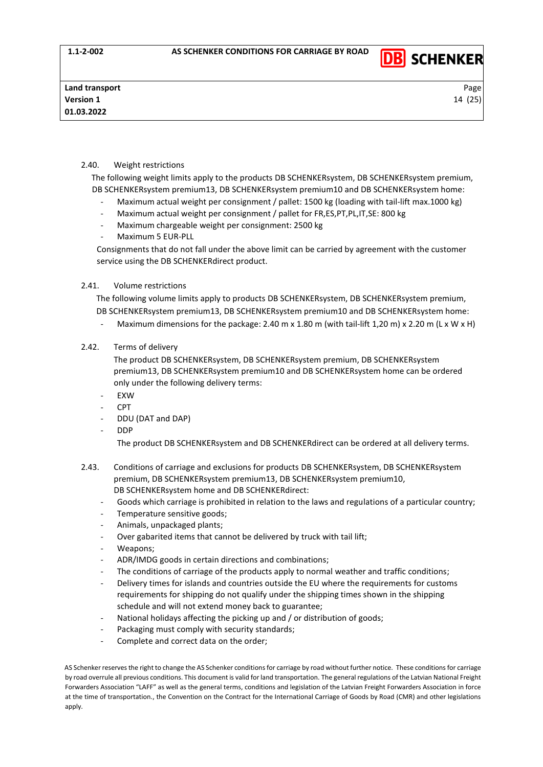2.40. Weight restrictions

The following weight limits apply to the products DB SCHENKERsystem, DB SCHENKERsystem premium, DB SCHENKERsystem premium13, DB SCHENKERsystem premium10 and DB SCHENKERsystem home:

- Maximum actual weight per consignment / pallet: 1500 kg (loading with tail-lift max.1000 kg)
- Maximum actual weight per consignment / pallet for FR,ES,PT,PL,IT,SE: 800 kg
- Maximum chargeable weight per consignment: 2500 kg
- Maximum 5 EUR-PLL

Consignments that do not fall under the above limit can be carried by agreement with the customer service using the DB SCHENKERdirect product.

2.41. Volume restrictions

The following volume limits apply to products DB SCHENKERsystem, DB SCHENKERsystem premium, DB SCHENKERsystem premium13, DB SCHENKERsystem premium10 and DB SCHENKERsystem home:

- Maximum dimensions for the package: 2.40 m x 1.80 m (with tail-lift 1,20 m) x 2.20 m (L x W x H)

2.42. Terms of delivery

The product DB SCHENKERsystem, DB SCHENKERsystem premium, DB SCHENKERsystem premium13, DB SCHENKERsystem premium10 and DB SCHENKERsystem home can be ordered only under the following delivery terms:

- EXW
- CPT
- DDU (DAT and DAP)
- DDP

The product DB SCHENKERsystem and DB SCHENKERdirect can be ordered at all delivery terms.

2.43. Conditions of carriage and exclusions for products DB SCHENKERsystem, DB SCHENKERsystem premium, DB SCHENKERsystem premium13, DB SCHENKERsystem premium10, DB SCHENKERsystem home and DB SCHENKERdirect:

- Goods which carriage is prohibited in relation to the laws and regulations of a particular country;
- Temperature sensitive goods;
- Animals, unpackaged plants;
- Over gabarited items that cannot be delivered by truck with tail lift;
- Weapons;
- ADR/IMDG goods in certain directions and combinations;
- The conditions of carriage of the products apply to normal weather and traffic conditions;
- Delivery times for islands and countries outside the EU where the requirements for customs requirements for shipping do not qualify under the shipping times shown in the shipping schedule and will not extend money back to guarantee;
- National holidays affecting the picking up and / or distribution of goods;
- Packaging must comply with security standards;
- Complete and correct data on the order;

AS Schenker reserves the right to change the AS Schenker conditions for carriage by road without further notice. These conditions for carriage by road overrule all previous conditions. This document is valid for land transportation. The general regulations of the Latvian National Freight Forwarders Association "LAFF" as well as the general terms, conditions and legislation of the Latvian Freight Forwarders Association in force at the time of transportation., the Convention on the Contract for the International Carriage of Goods by Road (CMR) and other legislations apply.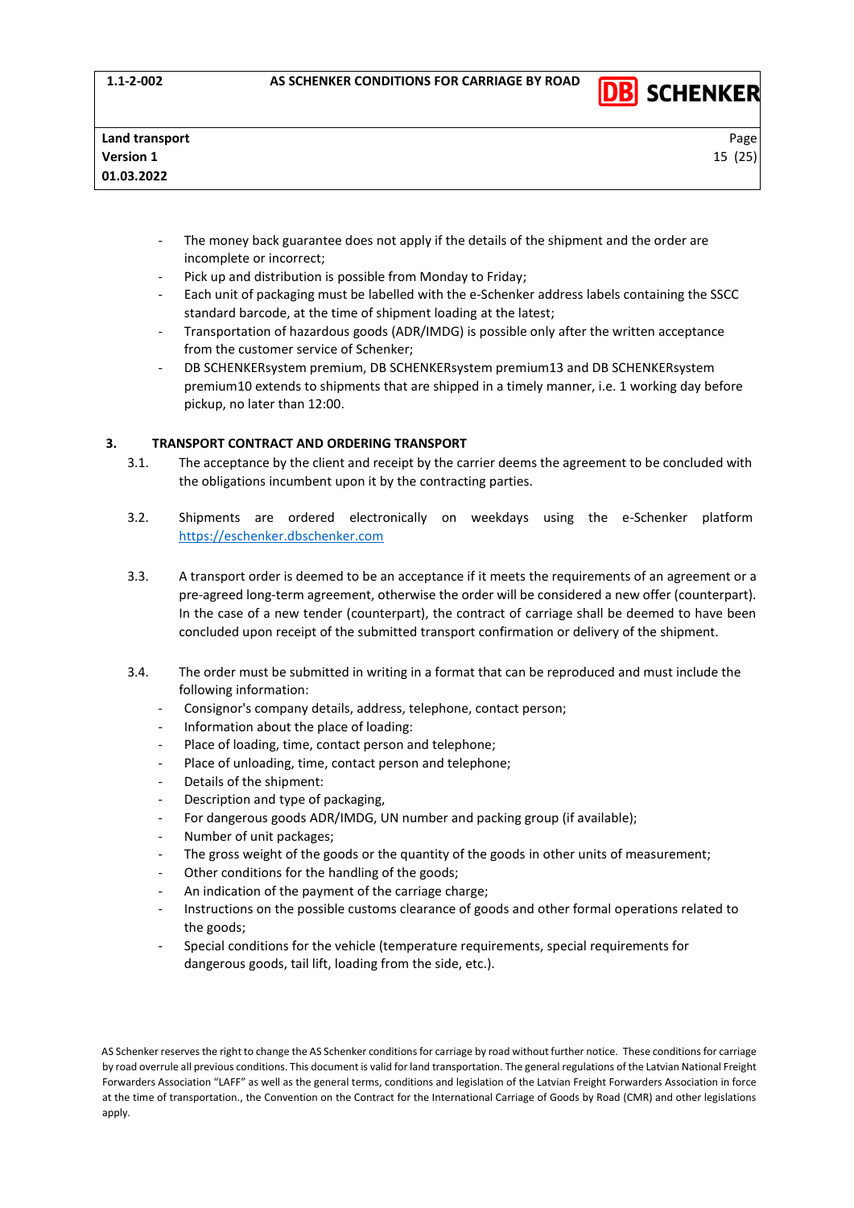- The money back guarantee does not apply if the details of the shipment and the order are incomplete or incorrect;
- Pick up and distribution is possible from Monday to Friday;
- Each unit of packaging must be labelled with the e-Schenker address labels containing the SSCC standard barcode, at the time of shipment loading at the latest;
- Transportation of hazardous goods (ADR/IMDG) is possible only after the written acceptance from the customer service of Schenker;
- DB SCHENKERsystem premium, DB SCHENKERsystem premium13 and DB SCHENKERsystem premium10 extends to shipments that are shipped in a timely manner, i.e. 1 working day before pickup, no later than 12:00.

## 3. TRANSPORT CONTRACT AND ORDERING TRANSPORT

3.1. The acceptance by the client and receipt by the carrier deems the agreement to be concluded with the obligations incumbent upon it by the contracting parties.

3.2. Shipments are ordered electronically on weekdays using the e-Schenker platform https://eschenker.dbschenker.com

3.3. A transport order is deemed to be an acceptance if it meets the requirements of an agreement or a pre-agreed long-term agreement, otherwise the order will be considered a new offer (counterpart). In the case of a new tender (counterpart), the contract of carriage shall be deemed to have been concluded upon receipt of the submitted transport confirmation or delivery of the shipment.

3.4. The order must be submitted in writing in a format that can be reproduced and must include the following information:

- Consignor's company details, address, telephone, contact person;
- Information about the place of loading:
- Place of loading, time, contact person and telephone;
- Place of unloading, time, contact person and telephone;
- Details of the shipment:
- Description and type of packaging,
- For dangerous goods ADR/IMDG, UN number and packing group (if available);
- Number of unit packages;
- The gross weight of the goods or the quantity of the goods in other units of measurement;
- Other conditions for the handling of the goods;
- An indication of the payment of the carriage charge;
- Instructions on the possible customs clearance of goods and other formal operations related to the goods;
- Special conditions for the vehicle (temperature requirements, special requirements for dangerous goods, tail lift, loading from the side, etc.).

AS Schenker reserves the right to change the AS Schenker conditions for carriage by road without further notice. These conditions for carriage by road overrule all previous conditions. This document is valid for land transportation. The general regulations of the Latvian National Freight Forwarders Association "LAFF" as well as the general terms, conditions and legislation of the Latvian Freight Forwarders Association in force at the time of transportation., the Convention on the Contract for the International Carriage of Goods by Road (CMR) and other legislations apply.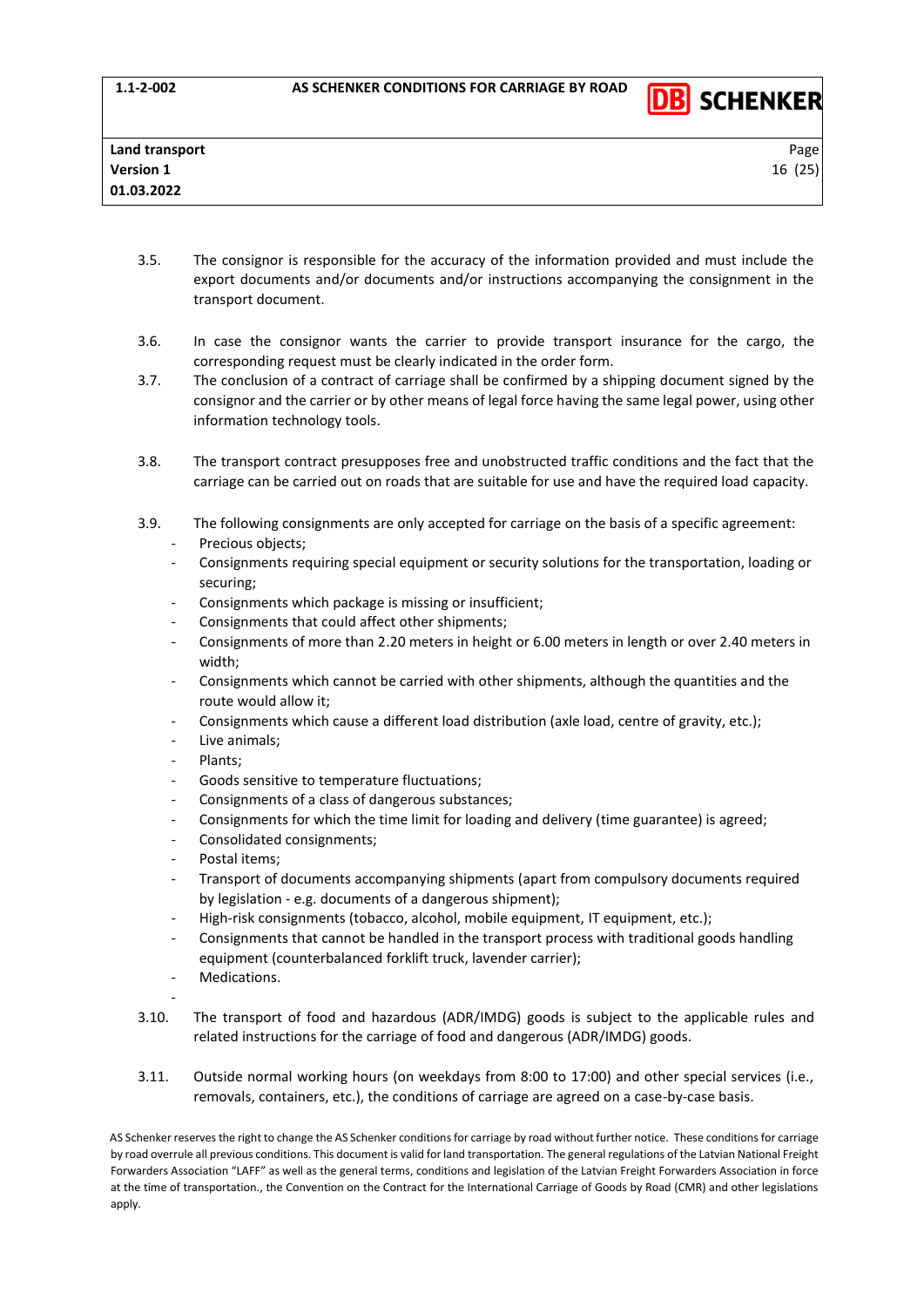3.5. The consignor is responsible for the accuracy of the information provided and must include the export documents and/or documents and/or instructions accompanying the consignment in the transport document.

3.6. In case the consignor wants the carrier to provide transport insurance for the cargo, the corresponding request must be clearly indicated in the order form.

3.7. The conclusion of a contract of carriage shall be confirmed by a shipping document signed by the consignor and the carrier or by other means of legal force having the same legal power, using other information technology tools.

3.8. The transport contract presupposes free and unobstructed traffic conditions and the fact that the carriage can be carried out on roads that are suitable for use and have the required load capacity.

3.9. The following consignments are only accepted for carriage on the basis of a specific agreement:

- Precious objects;
- Consignments requiring special equipment or security solutions for the transportation, loading or securing;
- Consignments which package is missing or insufficient;
- Consignments that could affect other shipments;
- Consignments of more than 2.20 meters in height or 6.00 meters in length or over 2.40 meters in width;
- Consignments which cannot be carried with other shipments, although the quantities and the route would allow it;
- Consignments which cause a different load distribution (axle load, centre of gravity, etc.);
- Live animals;
- Plants;
- Goods sensitive to temperature fluctuations;
- Consignments of a class of dangerous substances;
- Consignments for which the time limit for loading and delivery (time guarantee) is agreed;
- Consolidated consignments;
- Postal items;
- Transport of documents accompanying shipments (apart from compulsory documents required by legislation - e.g. documents of a dangerous shipment);
- High-risk consignments (tobacco, alcohol, mobile equipment, IT equipment, etc.);
- Consignments that cannot be handled in the transport process with traditional goods handling equipment (counterbalanced forklift truck, lavender carrier);
- Medications.
-

3.10. The transport of food and hazardous (ADR/IMDG) goods is subject to the applicable rules and related instructions for the carriage of food and dangerous (ADR/IMDG) goods.

3.11. Outside normal working hours (on weekdays from 8:00 to 17:00) and other special services (i.e., removals, containers, etc.), the conditions of carriage are agreed on a case-by-case basis.

AS Schenker reserves the right to change the AS Schenker conditions for carriage by road without further notice. These conditions for carriage by road overrule all previous conditions. This document is valid for land transportation. The general regulations of the Latvian National Freight Forwarders Association "LAFF" as well as the general terms, conditions and legislation of the Latvian Freight Forwarders Association in force at the time of transportation., the Convention on the Contract for the International Carriage of Goods by Road (CMR) and other legislations apply.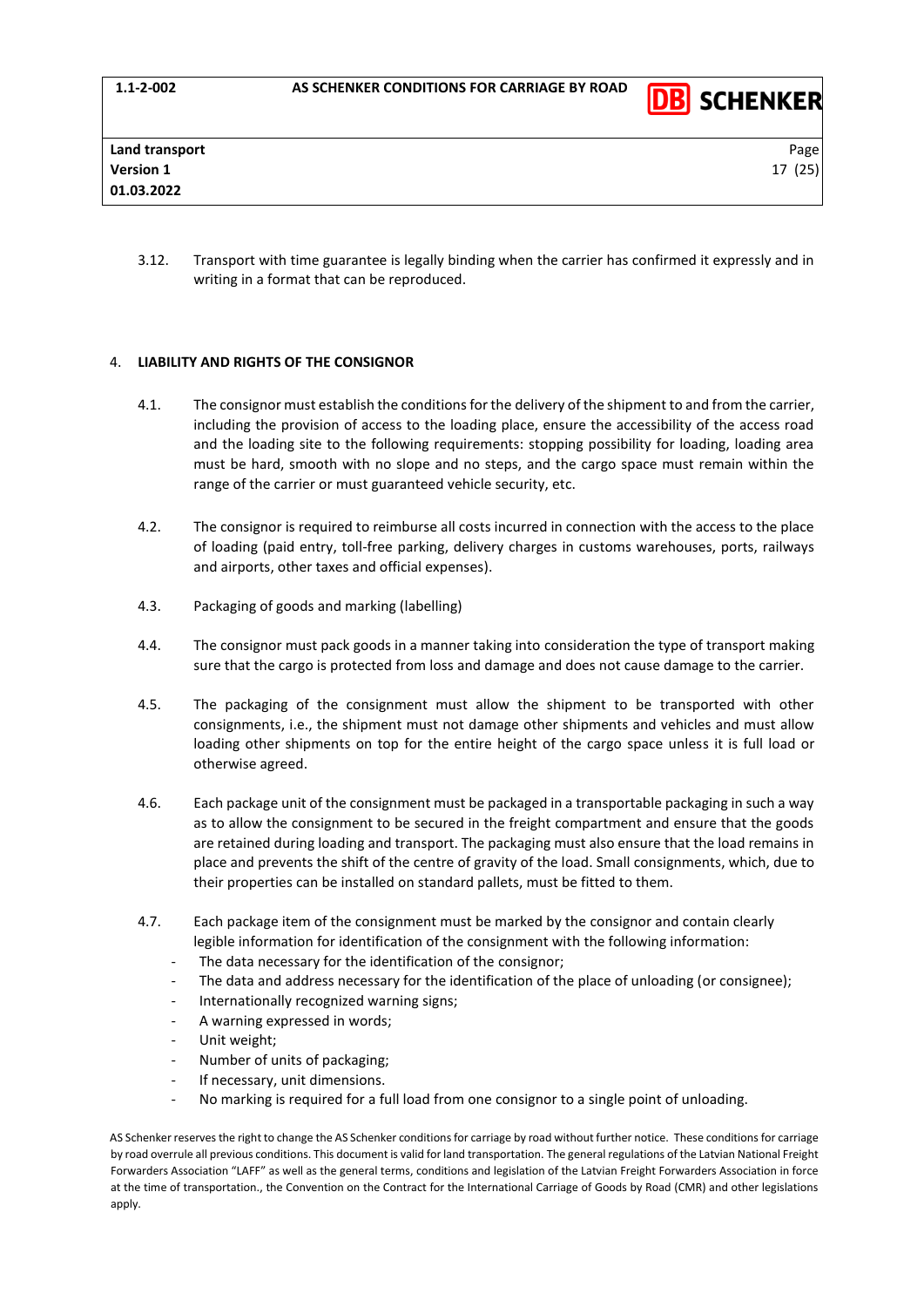3.12. Transport with time guarantee is legally binding when the carrier has confirmed it expressly and in writing in a format that can be reproduced.

## 4. LIABILITY AND RIGHTS OF THE CONSIGNOR

4.1. The consignor must establish the conditions for the delivery of the shipment to and from the carrier, including the provision of access to the loading place, ensure the accessibility of the access road and the loading site to the following requirements: stopping possibility for loading, loading area must be hard, smooth with no slope and no steps, and the cargo space must remain within the range of the carrier or must guaranteed vehicle security, etc.

4.2. The consignor is required to reimburse all costs incurred in connection with the access to the place of loading (paid entry, toll-free parking, delivery charges in customs warehouses, ports, railways and airports, other taxes and official expenses).

4.3. Packaging of goods and marking (labelling)

4.4. The consignor must pack goods in a manner taking into consideration the type of transport making sure that the cargo is protected from loss and damage and does not cause damage to the carrier.

4.5. The packaging of the consignment must allow the shipment to be transported with other consignments, i.e., the shipment must not damage other shipments and vehicles and must allow loading other shipments on top for the entire height of the cargo space unless it is full load or otherwise agreed.

4.6. Each package unit of the consignment must be packaged in a transportable packaging in such a way as to allow the consignment to be secured in the freight compartment and ensure that the goods are retained during loading and transport. The packaging must also ensure that the load remains in place and prevents the shift of the centre of gravity of the load. Small consignments, which, due to their properties can be installed on standard pallets, must be fitted to them.

4.7. Each package item of the consignment must be marked by the consignor and contain clearly legible information for identification of the consignment with the following information:

- The data necessary for the identification of the consignor;
- The data and address necessary for the identification of the place of unloading (or consignee);
- Internationally recognized warning signs;
- A warning expressed in words;
- Unit weight;
- Number of units of packaging;
- If necessary, unit dimensions.
- No marking is required for a full load from one consignor to a single point of unloading.

AS Schenker reserves the right to change the AS Schenker conditions for carriage by road without further notice. These conditions for carriage by road overrule all previous conditions. This document is valid for land transportation. The general regulations of the Latvian National Freight Forwarders Association "LAFF" as well as the general terms, conditions and legislation of the Latvian Freight Forwarders Association in force at the time of transportation., the Convention on the Contract for the International Carriage of Goods by Road (CMR) and other legislations apply.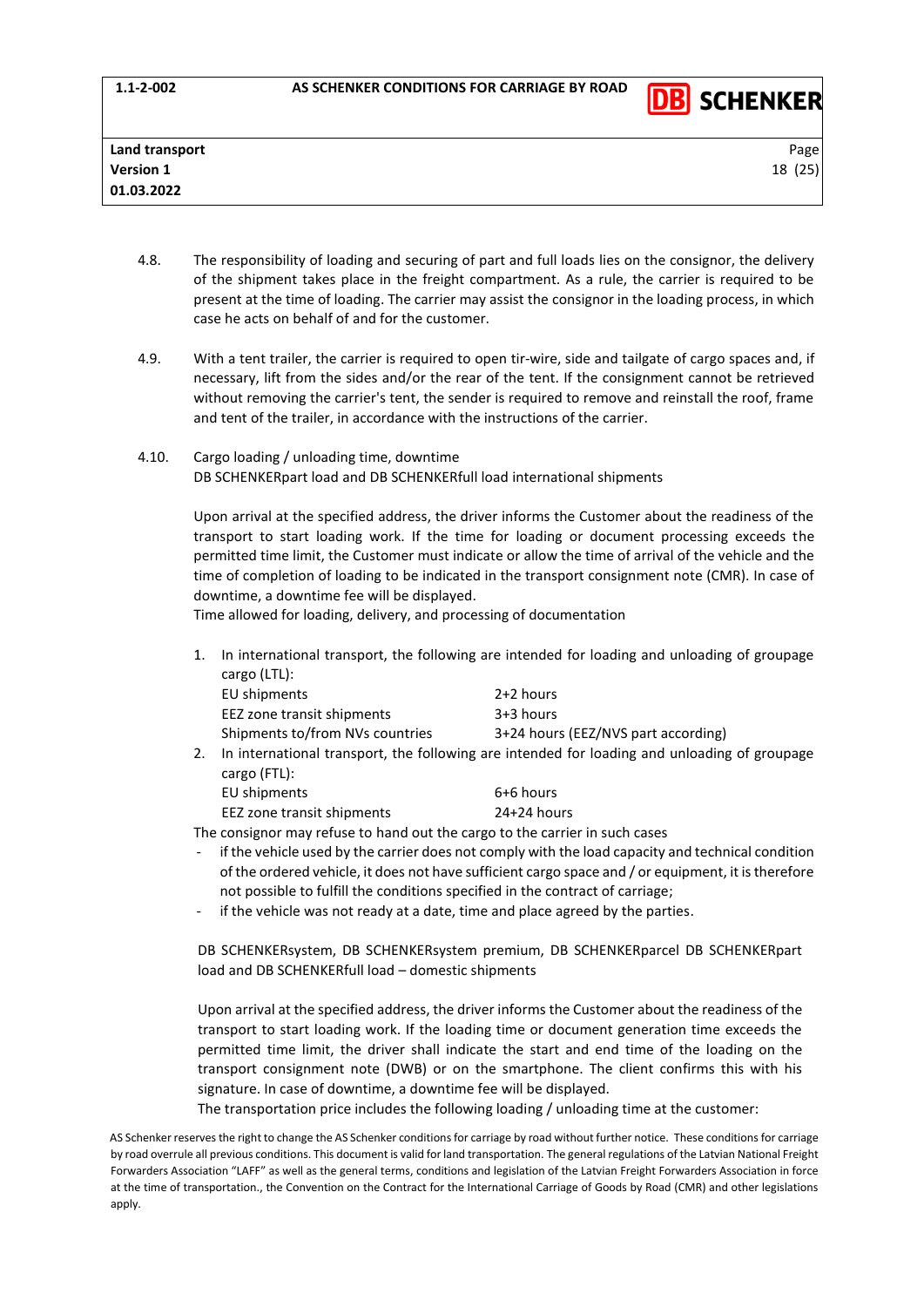4.8. The responsibility of loading and securing of part and full loads lies on the consignor, the delivery of the shipment takes place in the freight compartment. As a rule, the carrier is required to be present at the time of loading. The carrier may assist the consignor in the loading process, in which case he acts on behalf of and for the customer.

4.9. With a tent trailer, the carrier is required to open tir-wire, side and tailgate of cargo spaces and, if necessary, lift from the sides and/or the rear of the tent. If the consignment cannot be retrieved without removing the carrier's tent, the sender is required to remove and reinstall the roof, frame and tent of the trailer, in accordance with the instructions of the carrier.

4.10. Cargo loading / unloading time, downtime
DB SCHENKERpart load and DB SCHENKERfull load international shipments

Upon arrival at the specified address, the driver informs the Customer about the readiness of the transport to start loading work. If the time for loading or document processing exceeds the permitted time limit, the Customer must indicate or allow the time of arrival of the vehicle and the time of completion of loading to be indicated in the transport consignment note (CMR). In case of downtime, a downtime fee will be displayed.
Time allowed for loading, delivery, and processing of documentation

1. In international transport, the following are intended for loading and unloading of groupage cargo (LTL):

| | |
|---|---|
| EU shipments | 2+2 hours |
| EEZ zone transit shipments | 3+3 hours |
| Shipments to/from NVs countries | 3+24 hours (EEZ/NVS part according) |

2. In international transport, the following are intended for loading and unloading of groupage cargo (FTL):

| | |
|---|---|
| EU shipments | 6+6 hours |
| EEZ zone transit shipments | 24+24 hours |

The consignor may refuse to hand out the cargo to the carrier in such cases

- if the vehicle used by the carrier does not comply with the load capacity and technical condition of the ordered vehicle, it does not have sufficient cargo space and / or equipment, it is therefore not possible to fulfill the conditions specified in the contract of carriage;
- if the vehicle was not ready at a date, time and place agreed by the parties.

DB SCHENKERsystem, DB SCHENKERsystem premium, DB SCHENKERparcel DB SCHENKERpart load and DB SCHENKERfull load – domestic shipments

Upon arrival at the specified address, the driver informs the Customer about the readiness of the transport to start loading work. If the loading time or document generation time exceeds the permitted time limit, the driver shall indicate the start and end time of the loading on the transport consignment note (DWB) or on the smartphone. The client confirms this with his signature. In case of downtime, a downtime fee will be displayed.
The transportation price includes the following loading / unloading time at the customer: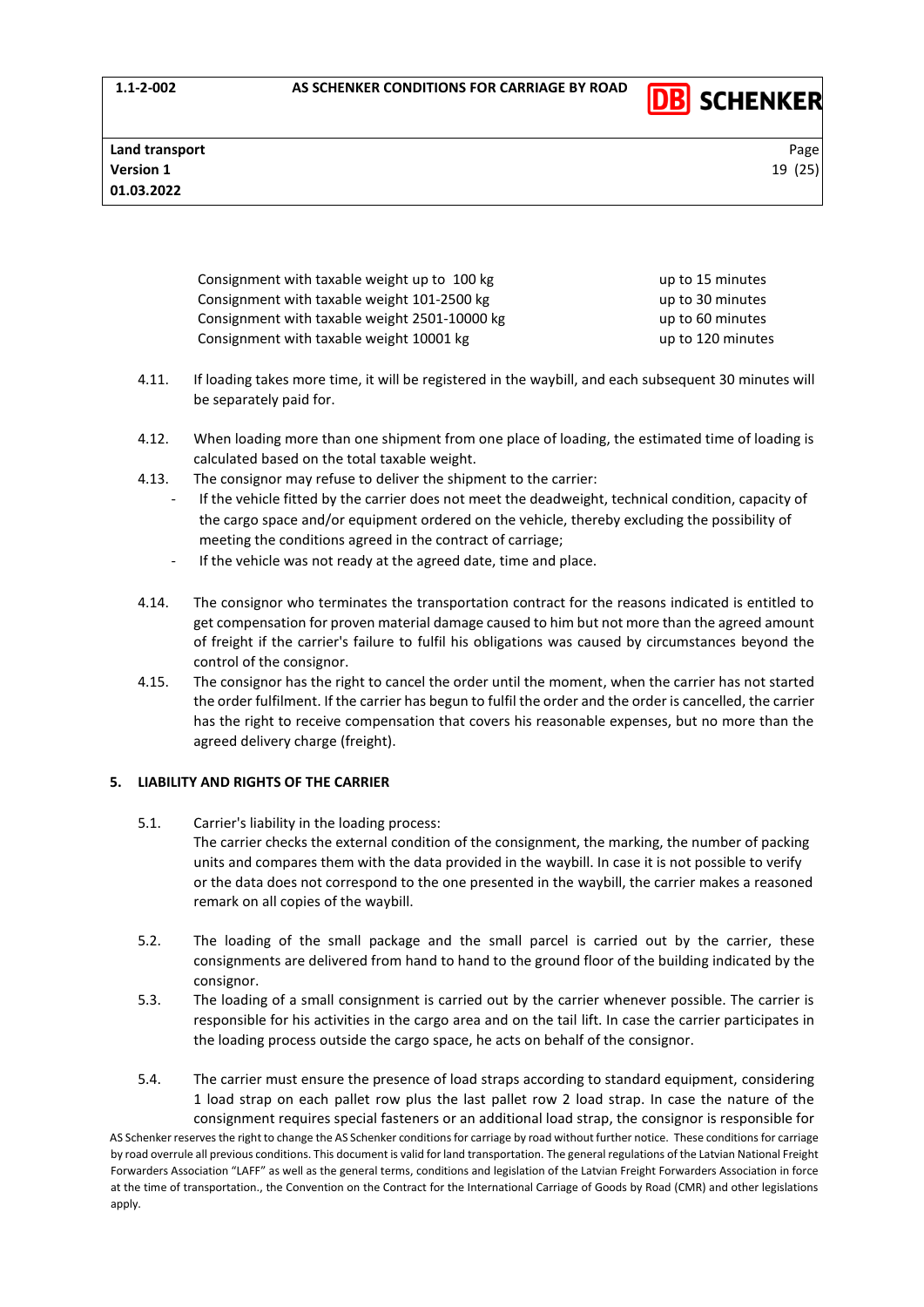| Consignment | Loading time |
| --- | --- |
| Consignment with taxable weight up to 100 kg | up to 15 minutes |
| Consignment with taxable weight 101-2500 kg | up to 30 minutes |
| Consignment with taxable weight 2501-10000 kg | up to 60 minutes |
| Consignment with taxable weight 10001 kg | up to 120 minutes |

4.11. If loading takes more time, it will be registered in the waybill, and each subsequent 30 minutes will be separately paid for.

4.12. When loading more than one shipment from one place of loading, the estimated time of loading is calculated based on the total taxable weight.

4.13. The consignor may refuse to deliver the shipment to the carrier:

- If the vehicle fitted by the carrier does not meet the deadweight, technical condition, capacity of the cargo space and/or equipment ordered on the vehicle, thereby excluding the possibility of meeting the conditions agreed in the contract of carriage;
- If the vehicle was not ready at the agreed date, time and place.

4.14. The consignor who terminates the transportation contract for the reasons indicated is entitled to get compensation for proven material damage caused to him but not more than the agreed amount of freight if the carrier's failure to fulfil his obligations was caused by circumstances beyond the control of the consignor.

4.15. The consignor has the right to cancel the order until the moment, when the carrier has not started the order fulfilment. If the carrier has begun to fulfil the order and the order is cancelled, the carrier has the right to receive compensation that covers his reasonable expenses, but no more than the agreed delivery charge (freight).

## 5. LIABILITY AND RIGHTS OF THE CARRIER

5.1. Carrier's liability in the loading process:
The carrier checks the external condition of the consignment, the marking, the number of packing units and compares them with the data provided in the waybill. In case it is not possible to verify or the data does not correspond to the one presented in the waybill, the carrier makes a reasoned remark on all copies of the waybill.

5.2. The loading of the small package and the small parcel is carried out by the carrier, these consignments are delivered from hand to hand to the ground floor of the building indicated by the consignor.

5.3. The loading of a small consignment is carried out by the carrier whenever possible. The carrier is responsible for his activities in the cargo area and on the tail lift. In case the carrier participates in the loading process outside the cargo space, he acts on behalf of the consignor.

5.4. The carrier must ensure the presence of load straps according to standard equipment, considering 1 load strap on each pallet row plus the last pallet row 2 load strap. In case the nature of the consignment requires special fasteners or an additional load strap, the consignor is responsible for

AS Schenker reserves the right to change the AS Schenker conditions for carriage by road without further notice. These conditions for carriage by road overrule all previous conditions. This document is valid for land transportation. The general regulations of the Latvian National Freight Forwarders Association "LAFF" as well as the general terms, conditions and legislation of the Latvian Freight Forwarders Association in force at the time of transportation., the Convention on the Contract for the International Carriage of Goods by Road (CMR) and other legislations apply.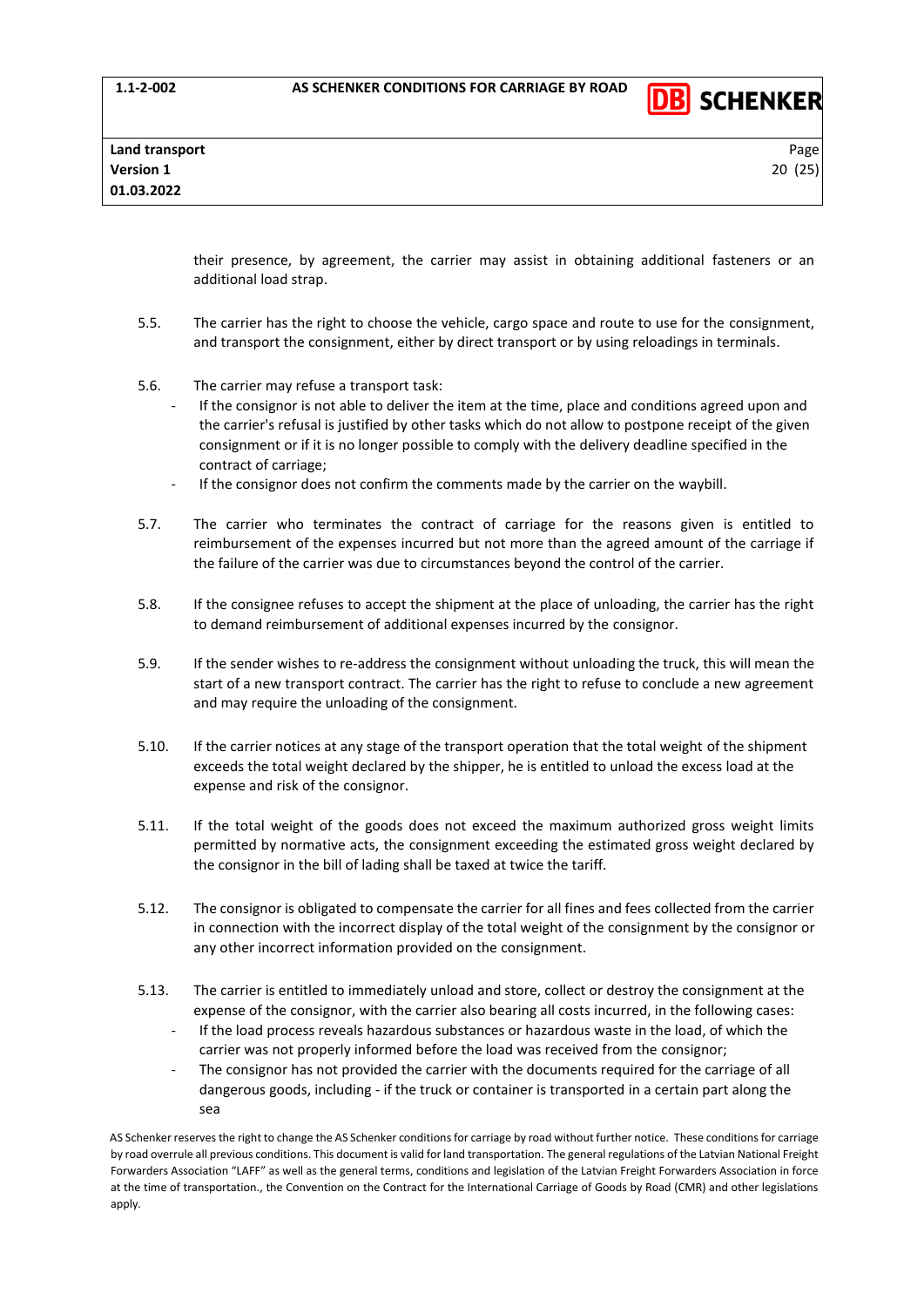their presence, by agreement, the carrier may assist in obtaining additional fasteners or an additional load strap.

5.5. The carrier has the right to choose the vehicle, cargo space and route to use for the consignment, and transport the consignment, either by direct transport or by using reloadings in terminals.

5.6. The carrier may refuse a transport task:

- If the consignor is not able to deliver the item at the time, place and conditions agreed upon and the carrier's refusal is justified by other tasks which do not allow to postpone receipt of the given consignment or if it is no longer possible to comply with the delivery deadline specified in the contract of carriage;
- If the consignor does not confirm the comments made by the carrier on the waybill.

5.7. The carrier who terminates the contract of carriage for the reasons given is entitled to reimbursement of the expenses incurred but not more than the agreed amount of the carriage if the failure of the carrier was due to circumstances beyond the control of the carrier.

5.8. If the consignee refuses to accept the shipment at the place of unloading, the carrier has the right to demand reimbursement of additional expenses incurred by the consignor.

5.9. If the sender wishes to re-address the consignment without unloading the truck, this will mean the start of a new transport contract. The carrier has the right to refuse to conclude a new agreement and may require the unloading of the consignment.

5.10. If the carrier notices at any stage of the transport operation that the total weight of the shipment exceeds the total weight declared by the shipper, he is entitled to unload the excess load at the expense and risk of the consignor.

5.11. If the total weight of the goods does not exceed the maximum authorized gross weight limits permitted by normative acts, the consignment exceeding the estimated gross weight declared by the consignor in the bill of lading shall be taxed at twice the tariff.

5.12. The consignor is obligated to compensate the carrier for all fines and fees collected from the carrier in connection with the incorrect display of the total weight of the consignment by the consignor or any other incorrect information provided on the consignment.

5.13. The carrier is entitled to immediately unload and store, collect or destroy the consignment at the expense of the consignor, with the carrier also bearing all costs incurred, in the following cases:

- If the load process reveals hazardous substances or hazardous waste in the load, of which the carrier was not properly informed before the load was received from the consignor;
- The consignor has not provided the carrier with the documents required for the carriage of all dangerous goods, including - if the truck or container is transported in a certain part along the sea

AS Schenker reserves the right to change the AS Schenker conditions for carriage by road without further notice. These conditions for carriage by road overrule all previous conditions. This document is valid for land transportation. The general regulations of the Latvian National Freight Forwarders Association "LAFF" as well as the general terms, conditions and legislation of the Latvian Freight Forwarders Association in force at the time of transportation., the Convention on the Contract for the International Carriage of Goods by Road (CMR) and other legislations apply.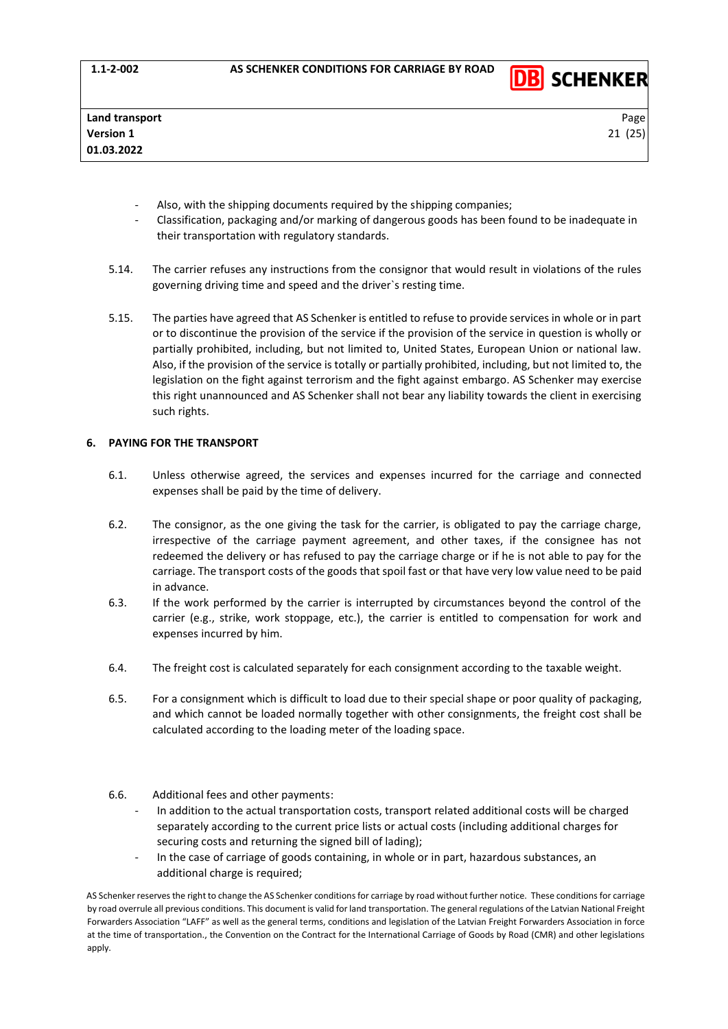- Also, with the shipping documents required by the shipping companies;
- Classification, packaging and/or marking of dangerous goods has been found to be inadequate in their transportation with regulatory standards.

5.14. The carrier refuses any instructions from the consignor that would result in violations of the rules governing driving time and speed and the driver`s resting time.

5.15. The parties have agreed that AS Schenker is entitled to refuse to provide services in whole or in part or to discontinue the provision of the service if the provision of the service in question is wholly or partially prohibited, including, but not limited to, United States, European Union or national law. Also, if the provision of the service is totally or partially prohibited, including, but not limited to, the legislation on the fight against terrorism and the fight against embargo. AS Schenker may exercise this right unannounced and AS Schenker shall not bear any liability towards the client in exercising such rights.

## 6. PAYING FOR THE TRANSPORT

6.1. Unless otherwise agreed, the services and expenses incurred for the carriage and connected expenses shall be paid by the time of delivery.

6.2. The consignor, as the one giving the task for the carrier, is obligated to pay the carriage charge, irrespective of the carriage payment agreement, and other taxes, if the consignee has not redeemed the delivery or has refused to pay the carriage charge or if he is not able to pay for the carriage. The transport costs of the goods that spoil fast or that have very low value need to be paid in advance.

6.3. If the work performed by the carrier is interrupted by circumstances beyond the control of the carrier (e.g., strike, work stoppage, etc.), the carrier is entitled to compensation for work and expenses incurred by him.

6.4. The freight cost is calculated separately for each consignment according to the taxable weight.

6.5. For a consignment which is difficult to load due to their special shape or poor quality of packaging, and which cannot be loaded normally together with other consignments, the freight cost shall be calculated according to the loading meter of the loading space.

6.6. Additional fees and other payments:

- In addition to the actual transportation costs, transport related additional costs will be charged separately according to the current price lists or actual costs (including additional charges for securing costs and returning the signed bill of lading);
- In the case of carriage of goods containing, in whole or in part, hazardous substances, an additional charge is required;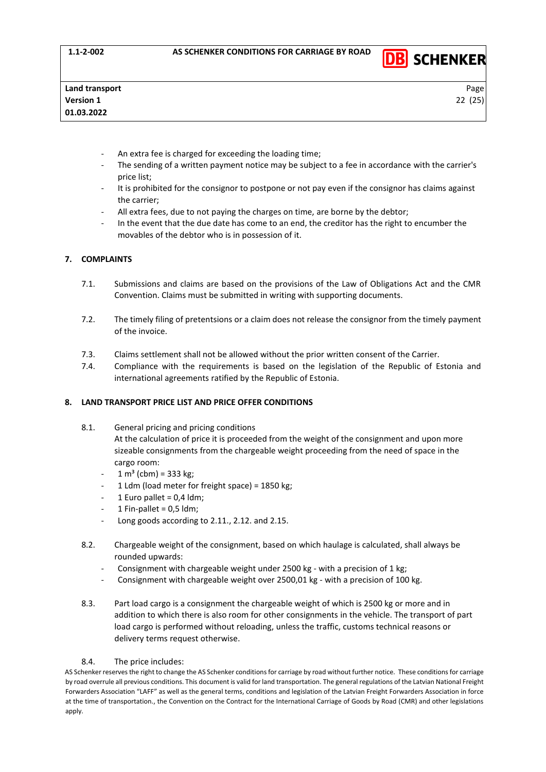- An extra fee is charged for exceeding the loading time;
- The sending of a written payment notice may be subject to a fee in accordance with the carrier's price list;
- It is prohibited for the consignor to postpone or not pay even if the consignor has claims against the carrier;
- All extra fees, due to not paying the charges on time, are borne by the debtor;
- In the event that the due date has come to an end, the creditor has the right to encumber the movables of the debtor who is in possession of it.

## 7. COMPLAINTS

7.1. Submissions and claims are based on the provisions of the Law of Obligations Act and the CMR Convention. Claims must be submitted in writing with supporting documents.

7.2. The timely filing of pretentsions or a claim does not release the consignor from the timely payment of the invoice.

7.3. Claims settlement shall not be allowed without the prior written consent of the Carrier.

7.4. Compliance with the requirements is based on the legislation of the Republic of Estonia and international agreements ratified by the Republic of Estonia.

## 8. LAND TRANSPORT PRICE LIST AND PRICE OFFER CONDITIONS

8.1. General pricing and pricing conditions
At the calculation of price it is proceeded from the weight of the consignment and upon more sizeable consignments from the chargeable weight proceeding from the need of space in the cargo room:

- 1 $m^3$ (cbm) = 333 kg;
- 1 Ldm (load meter for freight space) = 1850 kg;
- 1 Euro pallet = 0,4 ldm;
- 1 Fin-pallet = 0,5 ldm;
- Long goods according to 2.11., 2.12. and 2.15.

8.2. Chargeable weight of the consignment, based on which haulage is calculated, shall always be rounded upwards:

- Consignment with chargeable weight under 2500 kg - with a precision of 1 kg;
- Consignment with chargeable weight over 2500,01 kg - with a precision of 100 kg.

8.3. Part load cargo is a consignment the chargeable weight of which is 2500 kg or more and in addition to which there is also room for other consignments in the vehicle. The transport of part load cargo is performed without reloading, unless the traffic, customs technical reasons or delivery terms request otherwise.

8.4. The price includes: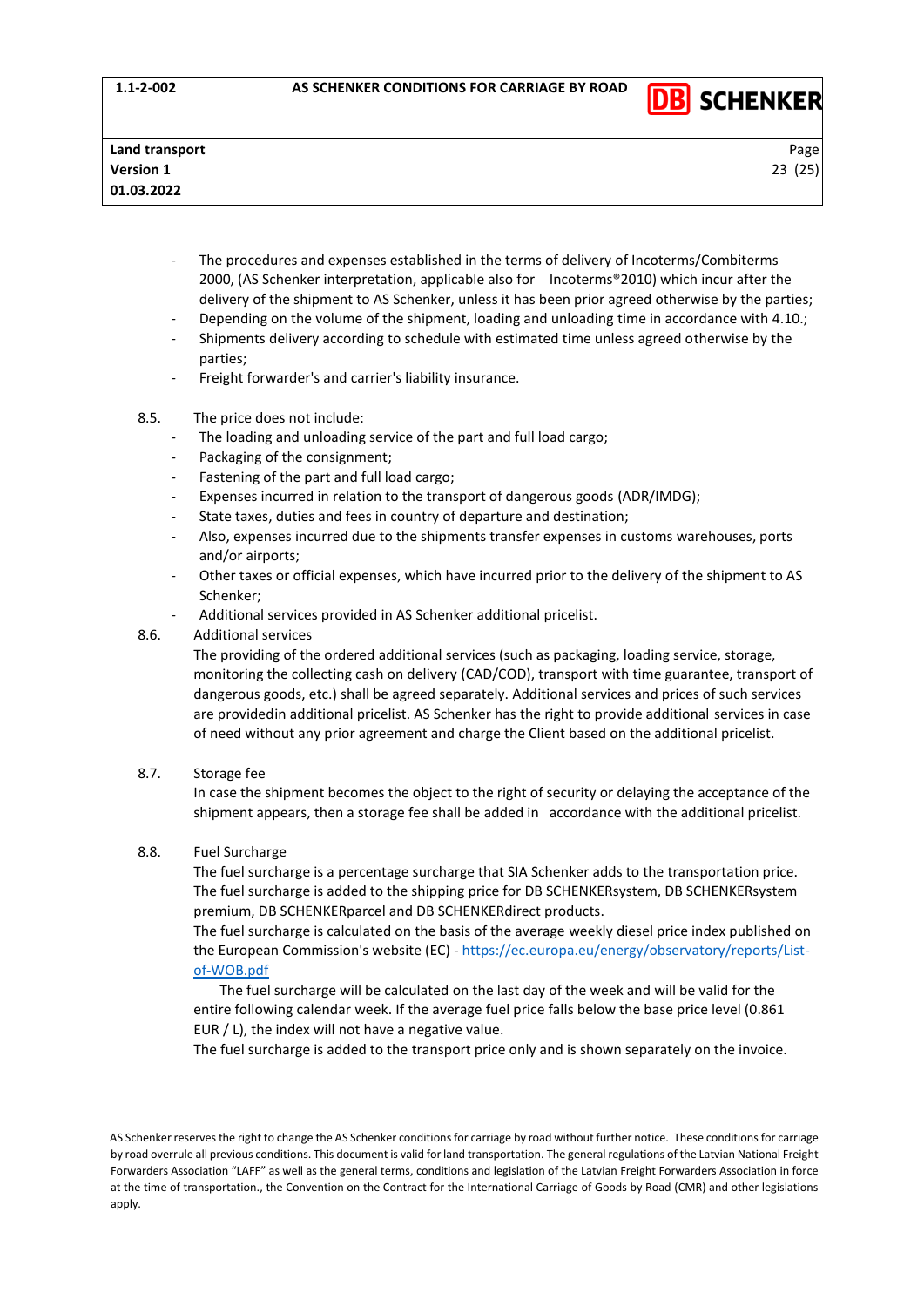- The procedures and expenses established in the terms of delivery of Incoterms/Combiterms 2000, (AS Schenker interpretation, applicable also for Incoterms®2010) which incur after the delivery of the shipment to AS Schenker, unless it has been prior agreed otherwise by the parties;
- Depending on the volume of the shipment, loading and unloading time in accordance with 4.10.;
- Shipments delivery according to schedule with estimated time unless agreed otherwise by the parties;
- Freight forwarder's and carrier's liability insurance.

8.5. The price does not include:

- The loading and unloading service of the part and full load cargo;
- Packaging of the consignment;
- Fastening of the part and full load cargo;
- Expenses incurred in relation to the transport of dangerous goods (ADR/IMDG);
- State taxes, duties and fees in country of departure and destination;
- Also, expenses incurred due to the shipments transfer expenses in customs warehouses, ports and/or airports;
- Other taxes or official expenses, which have incurred prior to the delivery of the shipment to AS Schenker;
- Additional services provided in AS Schenker additional pricelist.

8.6. Additional services

The providing of the ordered additional services (such as packaging, loading service, storage, monitoring the collecting cash on delivery (CAD/COD), transport with time guarantee, transport of dangerous goods, etc.) shall be agreed separately. Additional services and prices of such services are providedin additional pricelist. AS Schenker has the right to provide additional services in case of need without any prior agreement and charge the Client based on the additional pricelist.

8.7. Storage fee

In case the shipment becomes the object to the right of security or delaying the acceptance of the shipment appears, then a storage fee shall be added in accordance with the additional pricelist.

8.8. Fuel Surcharge

The fuel surcharge is a percentage surcharge that SIA Schenker adds to the transportation price. The fuel surcharge is added to the shipping price for DB SCHENKERsystem, DB SCHENKERsystem premium, DB SCHENKERparcel and DB SCHENKERdirect products.

The fuel surcharge is calculated on the basis of the average weekly diesel price index published on the European Commission's website (EC) - https://ec.europa.eu/energy/observatory/reports/List-of-WOB.pdf

The fuel surcharge will be calculated on the last day of the week and will be valid for the entire following calendar week. If the average fuel price falls below the base price level (0.861 EUR / L), the index will not have a negative value.

The fuel surcharge is added to the transport price only and is shown separately on the invoice.

AS Schenker reserves the right to change the AS Schenker conditions for carriage by road without further notice. These conditions for carriage by road overrule all previous conditions. This document is valid for land transportation. The general regulations of the Latvian National Freight Forwarders Association "LAFF" as well as the general terms, conditions and legislation of the Latvian Freight Forwarders Association in force at the time of transportation., the Convention on the Contract for the International Carriage of Goods by Road (CMR) and other legislations apply.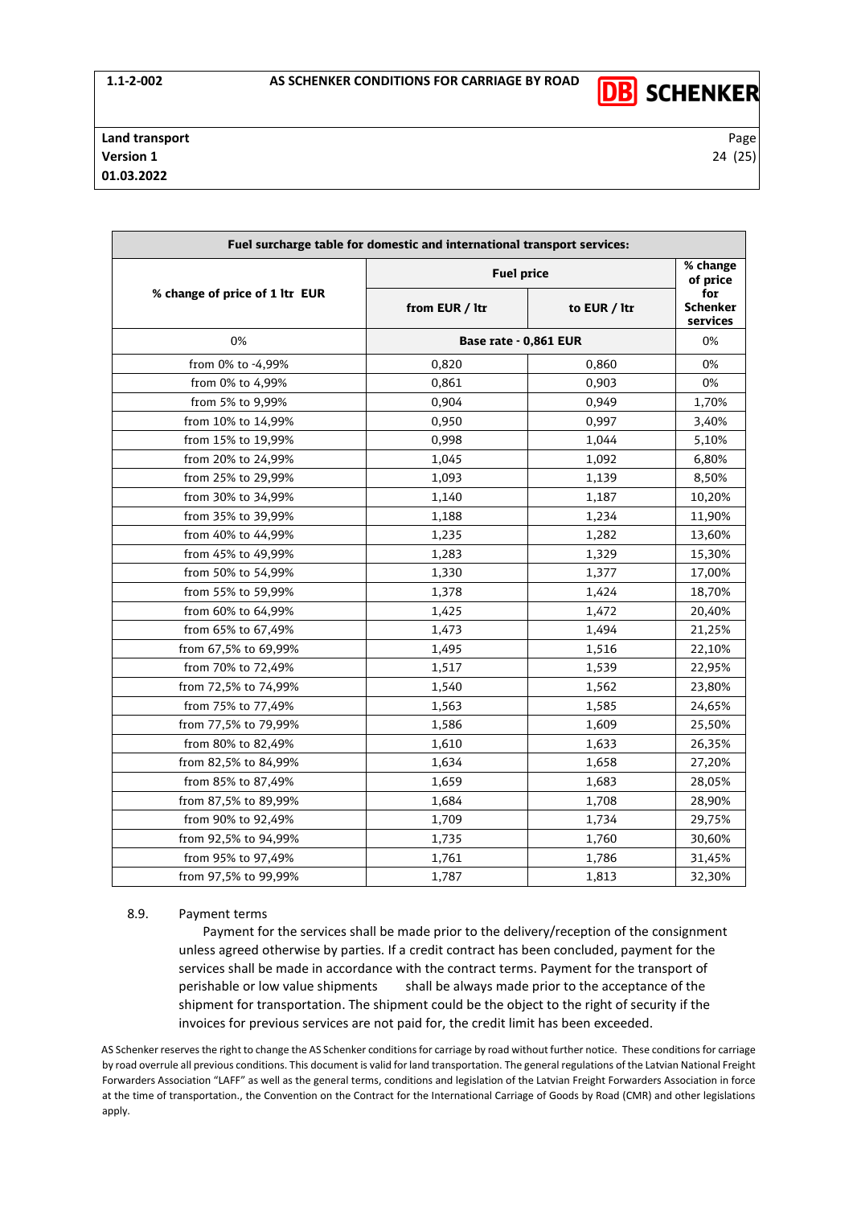| Fuel surcharge table for domestic and international transport services: | | | |
|---|---|---|---|
| % change of price of 1 ltr EUR | Fuel price | | % change of price for Schenker services |
| | from EUR / ltr | to EUR / ltr | |
| 0% | Base rate - 0,861 EUR | | 0% |
| from 0% to -4,99% | 0,820 | 0,860 | 0% |
| from 0% to 4,99% | 0,861 | 0,903 | 0% |
| from 5% to 9,99% | 0,904 | 0,949 | 1,70% |
| from 10% to 14,99% | 0,950 | 0,997 | 3,40% |
| from 15% to 19,99% | 0,998 | 1,044 | 5,10% |
| from 20% to 24,99% | 1,045 | 1,092 | 6,80% |
| from 25% to 29,99% | 1,093 | 1,139 | 8,50% |
| from 30% to 34,99% | 1,140 | 1,187 | 10,20% |
| from 35% to 39,99% | 1,188 | 1,234 | 11,90% |
| from 40% to 44,99% | 1,235 | 1,282 | 13,60% |
| from 45% to 49,99% | 1,283 | 1,329 | 15,30% |
| from 50% to 54,99% | 1,330 | 1,377 | 17,00% |
| from 55% to 59,99% | 1,378 | 1,424 | 18,70% |
| from 60% to 64,99% | 1,425 | 1,472 | 20,40% |
| from 65% to 67,49% | 1,473 | 1,494 | 21,25% |
| from 67,5% to 69,99% | 1,495 | 1,516 | 22,10% |
| from 70% to 72,49% | 1,517 | 1,539 | 22,95% |
| from 72,5% to 74,99% | 1,540 | 1,562 | 23,80% |
| from 75% to 77,49% | 1,563 | 1,585 | 24,65% |
| from 77,5% to 79,99% | 1,586 | 1,609 | 25,50% |
| from 80% to 82,49% | 1,610 | 1,633 | 26,35% |
| from 82,5% to 84,99% | 1,634 | 1,658 | 27,20% |
| from 85% to 87,49% | 1,659 | 1,683 | 28,05% |
| from 87,5% to 89,99% | 1,684 | 1,708 | 28,90% |
| from 90% to 92,49% | 1,709 | 1,734 | 29,75% |
| from 92,5% to 94,99% | 1,735 | 1,760 | 30,60% |
| from 95% to 97,49% | 1,761 | 1,786 | 31,45% |
| from 97,5% to 99,99% | 1,787 | 1,813 | 32,30% |

8.9. Payment terms

Payment for the services shall be made prior to the delivery/reception of the consignment unless agreed otherwise by parties. If a credit contract has been concluded, payment for the services shall be made in accordance with the contract terms. Payment for the transport of perishable or low value shipments shall be always made prior to the acceptance of the shipment for transportation. The shipment could be the object to the right of security if the invoices for previous services are not paid for, the credit limit has been exceeded.

AS Schenker reserves the right to change the AS Schenker conditions for carriage by road without further notice. These conditions for carriage by road overrule all previous conditions. This document is valid for land transportation. The general regulations of the Latvian National Freight Forwarders Association "LAFF" as well as the general terms, conditions and legislation of the Latvian Freight Forwarders Association in force at the time of transportation., the Convention on the Contract for the International Carriage of Goods by Road (CMR) and other legislations apply.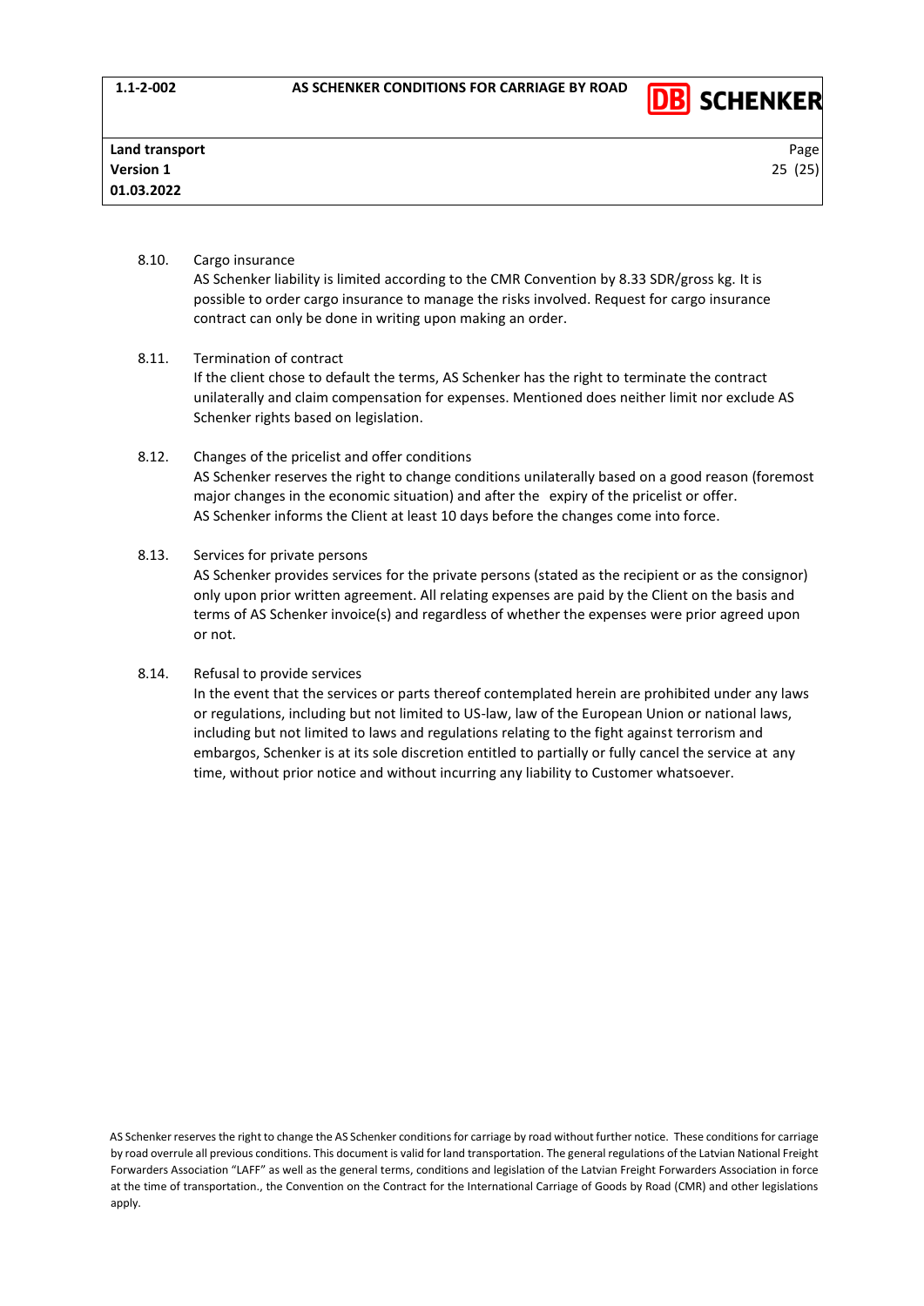8.10. Cargo insurance

AS Schenker liability is limited according to the CMR Convention by 8.33 SDR/gross kg. It is possible to order cargo insurance to manage the risks involved. Request for cargo insurance contract can only be done in writing upon making an order.

8.11. Termination of contract

If the client chose to default the terms, AS Schenker has the right to terminate the contract unilaterally and claim compensation for expenses. Mentioned does neither limit nor exclude AS Schenker rights based on legislation.

8.12. Changes of the pricelist and offer conditions

AS Schenker reserves the right to change conditions unilaterally based on a good reason (foremost major changes in the economic situation) and after the expiry of the pricelist or offer. AS Schenker informs the Client at least 10 days before the changes come into force.

8.13. Services for private persons

AS Schenker provides services for the private persons (stated as the recipient or as the consignor) only upon prior written agreement. All relating expenses are paid by the Client on the basis and terms of AS Schenker invoice(s) and regardless of whether the expenses were prior agreed upon or not.

8.14. Refusal to provide services

In the event that the services or parts thereof contemplated herein are prohibited under any laws or regulations, including but not limited to US-law, law of the European Union or national laws, including but not limited to laws and regulations relating to the fight against terrorism and embargos, Schenker is at its sole discretion entitled to partially or fully cancel the service at any time, without prior notice and without incurring any liability to Customer whatsoever.

AS Schenker reserves the right to change the AS Schenker conditions for carriage by road without further notice. These conditions for carriage by road overrule all previous conditions. This document is valid for land transportation. The general regulations of the Latvian National Freight Forwarders Association "LAFF" as well as the general terms, conditions and legislation of the Latvian Freight Forwarders Association in force at the time of transportation., the Convention on the Contract for the International Carriage of Goods by Road (CMR) and other legislations apply.